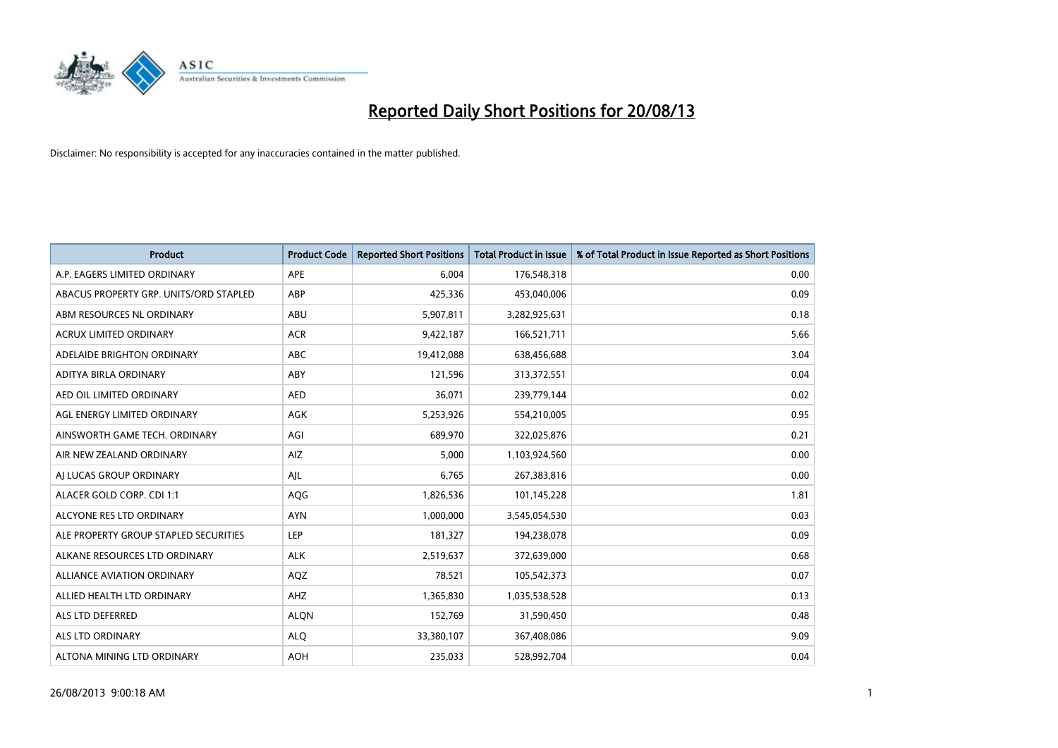# Reported Daily Short Positions for 20/08/13

Disclaimer: No responsibility is accepted for any inaccuracies contained in the matter published.

| Product | Product Code | Reported Short Positions | Total Product in Issue | % of Total Product in Issue Reported as Short Positions |
|---|---|---|---|---|
| A.P. EAGERS LIMITED ORDINARY | APE | 6,004 | 176,548,318 | 0.00 |
| ABACUS PROPERTY GRP. UNITS/ORD STAPLED | ABP | 425,336 | 453,040,006 | 0.09 |
| ABM RESOURCES NL ORDINARY | ABU | 5,907,811 | 3,282,925,631 | 0.18 |
| ACRUX LIMITED ORDINARY | ACR | 9,422,187 | 166,521,711 | 5.66 |
| ADELAIDE BRIGHTON ORDINARY | ABC | 19,412,088 | 638,456,688 | 3.04 |
| ADITYA BIRLA ORDINARY | ABY | 121,596 | 313,372,551 | 0.04 |
| AED OIL LIMITED ORDINARY | AED | 36,071 | 239,779,144 | 0.02 |
| AGL ENERGY LIMITED ORDINARY | AGK | 5,253,926 | 554,210,005 | 0.95 |
| AINSWORTH GAME TECH. ORDINARY | AGI | 689,970 | 322,025,876 | 0.21 |
| AIR NEW ZEALAND ORDINARY | AIZ | 5,000 | 1,103,924,560 | 0.00 |
| AJ LUCAS GROUP ORDINARY | AJL | 6,765 | 267,383,816 | 0.00 |
| ALACER GOLD CORP. CDI 1:1 | AQG | 1,826,536 | 101,145,228 | 1.81 |
| ALCYONE RES LTD ORDINARY | AYN | 1,000,000 | 3,545,054,530 | 0.03 |
| ALE PROPERTY GROUP STAPLED SECURITIES | LEP | 181,327 | 194,238,078 | 0.09 |
| ALKANE RESOURCES LTD ORDINARY | ALK | 2,519,637 | 372,639,000 | 0.68 |
| ALLIANCE AVIATION ORDINARY | AQZ | 78,521 | 105,542,373 | 0.07 |
| ALLIED HEALTH LTD ORDINARY | AHZ | 1,365,830 | 1,035,538,528 | 0.13 |
| ALS LTD DEFERRED | ALQN | 152,769 | 31,590,450 | 0.48 |
| ALS LTD ORDINARY | ALQ | 33,380,107 | 367,408,086 | 9.09 |
| ALTONA MINING LTD ORDINARY | AOH | 235,033 | 528,992,704 | 0.04 |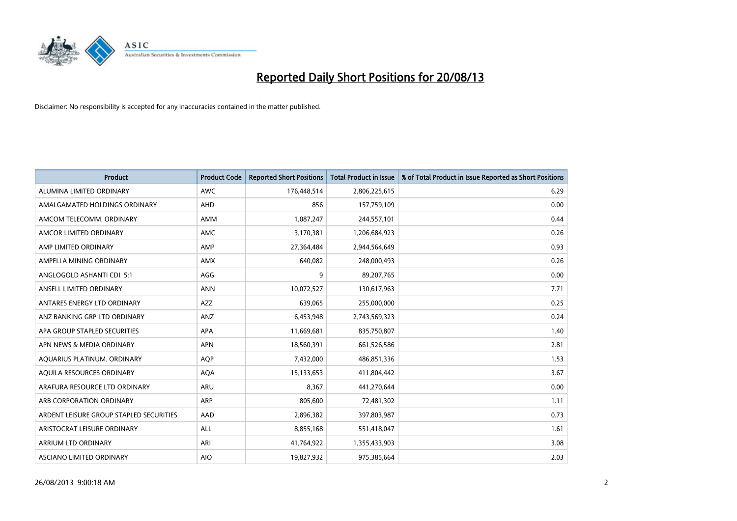# Reported Daily Short Positions for 20/08/13

Disclaimer: No responsibility is accepted for any inaccuracies contained in the matter published.

| Product | Product Code | Reported Short Positions | Total Product in Issue | % of Total Product in Issue Reported as Short Positions |
|---|---|---|---|---|
| ALUMINA LIMITED ORDINARY | AWC | 176,448,514 | 2,806,225,615 | 6.29 |
| AMALGAMATED HOLDINGS ORDINARY | AHD | 856 | 157,759,109 | 0.00 |
| AMCOM TELECOMM. ORDINARY | AMM | 1,087,247 | 244,557,101 | 0.44 |
| AMCOR LIMITED ORDINARY | AMC | 3,170,381 | 1,206,684,923 | 0.26 |
| AMP LIMITED ORDINARY | AMP | 27,364,484 | 2,944,564,649 | 0.93 |
| AMPELLA MINING ORDINARY | AMX | 640,082 | 248,000,493 | 0.26 |
| ANGLOGOLD ASHANTI CDI 5:1 | AGG | 9 | 89,207,765 | 0.00 |
| ANSELL LIMITED ORDINARY | ANN | 10,072,527 | 130,617,963 | 7.71 |
| ANTARES ENERGY LTD ORDINARY | AZZ | 639,065 | 255,000,000 | 0.25 |
| ANZ BANKING GRP LTD ORDINARY | ANZ | 6,453,948 | 2,743,569,323 | 0.24 |
| APA GROUP STAPLED SECURITIES | APA | 11,669,681 | 835,750,807 | 1.40 |
| APN NEWS & MEDIA ORDINARY | APN | 18,560,391 | 661,526,586 | 2.81 |
| AQUARIUS PLATINUM. ORDINARY | AQP | 7,432,000 | 486,851,336 | 1.53 |
| AQUILA RESOURCES ORDINARY | AQA | 15,133,653 | 411,804,442 | 3.67 |
| ARAFURA RESOURCE LTD ORDINARY | ARU | 8,367 | 441,270,644 | 0.00 |
| ARB CORPORATION ORDINARY | ARP | 805,600 | 72,481,302 | 1.11 |
| ARDENT LEISURE GROUP STAPLED SECURITIES | AAD | 2,896,382 | 397,803,987 | 0.73 |
| ARISTOCRAT LEISURE ORDINARY | ALL | 8,855,168 | 551,418,047 | 1.61 |
| ARRIUM LTD ORDINARY | ARI | 41,764,922 | 1,355,433,903 | 3.08 |
| ASCIANO LIMITED ORDINARY | AIO | 19,827,932 | 975,385,664 | 2.03 |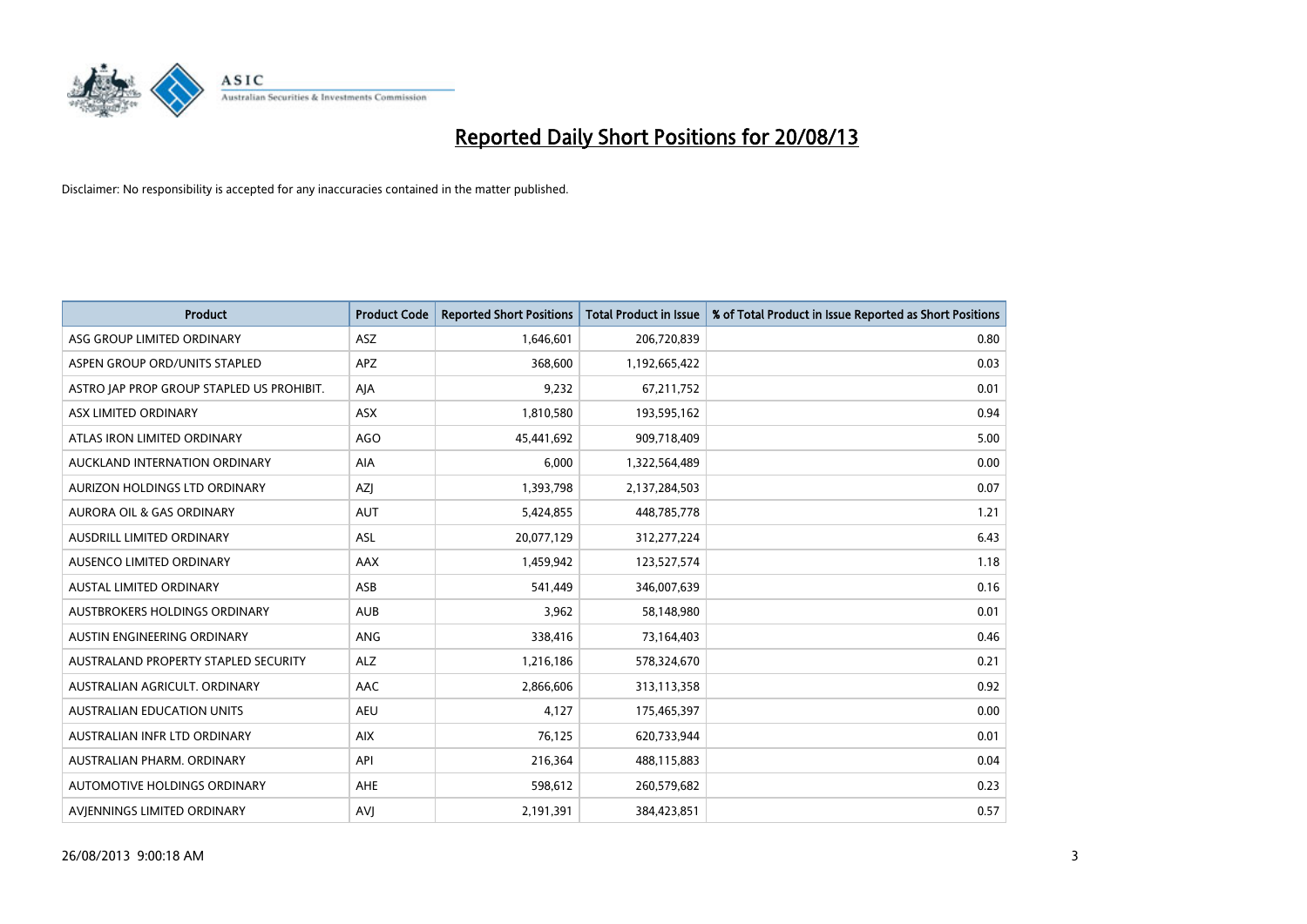# Reported Daily Short Positions for 20/08/13

Disclaimer: No responsibility is accepted for any inaccuracies contained in the matter published.

| Product | Product Code | Reported Short Positions | Total Product in Issue | % of Total Product in Issue Reported as Short Positions |
|---|---|---|---|---|
| ASG GROUP LIMITED ORDINARY | ASZ | 1,646,601 | 206,720,839 | 0.80 |
| ASPEN GROUP ORD/UNITS STAPLED | APZ | 368,600 | 1,192,665,422 | 0.03 |
| ASTRO JAP PROP GROUP STAPLED US PROHIBIT. | AJA | 9,232 | 67,211,752 | 0.01 |
| ASX LIMITED ORDINARY | ASX | 1,810,580 | 193,595,162 | 0.94 |
| ATLAS IRON LIMITED ORDINARY | AGO | 45,441,692 | 909,718,409 | 5.00 |
| AUCKLAND INTERNATION ORDINARY | AIA | 6,000 | 1,322,564,489 | 0.00 |
| AURIZON HOLDINGS LTD ORDINARY | AZJ | 1,393,798 | 2,137,284,503 | 0.07 |
| AURORA OIL & GAS ORDINARY | AUT | 5,424,855 | 448,785,778 | 1.21 |
| AUSDRILL LIMITED ORDINARY | ASL | 20,077,129 | 312,277,224 | 6.43 |
| AUSENCO LIMITED ORDINARY | AAX | 1,459,942 | 123,527,574 | 1.18 |
| AUSTAL LIMITED ORDINARY | ASB | 541,449 | 346,007,639 | 0.16 |
| AUSTBROKERS HOLDINGS ORDINARY | AUB | 3,962 | 58,148,980 | 0.01 |
| AUSTIN ENGINEERING ORDINARY | ANG | 338,416 | 73,164,403 | 0.46 |
| AUSTRALAND PROPERTY STAPLED SECURITY | ALZ | 1,216,186 | 578,324,670 | 0.21 |
| AUSTRALIAN AGRICULT. ORDINARY | AAC | 2,866,606 | 313,113,358 | 0.92 |
| AUSTRALIAN EDUCATION UNITS | AEU | 4,127 | 175,465,397 | 0.00 |
| AUSTRALIAN INFR LTD ORDINARY | AIX | 76,125 | 620,733,944 | 0.01 |
| AUSTRALIAN PHARM. ORDINARY | API | 216,364 | 488,115,883 | 0.04 |
| AUTOMOTIVE HOLDINGS ORDINARY | AHE | 598,612 | 260,579,682 | 0.23 |
| AVJENNINGS LIMITED ORDINARY | AVJ | 2,191,391 | 384,423,851 | 0.57 |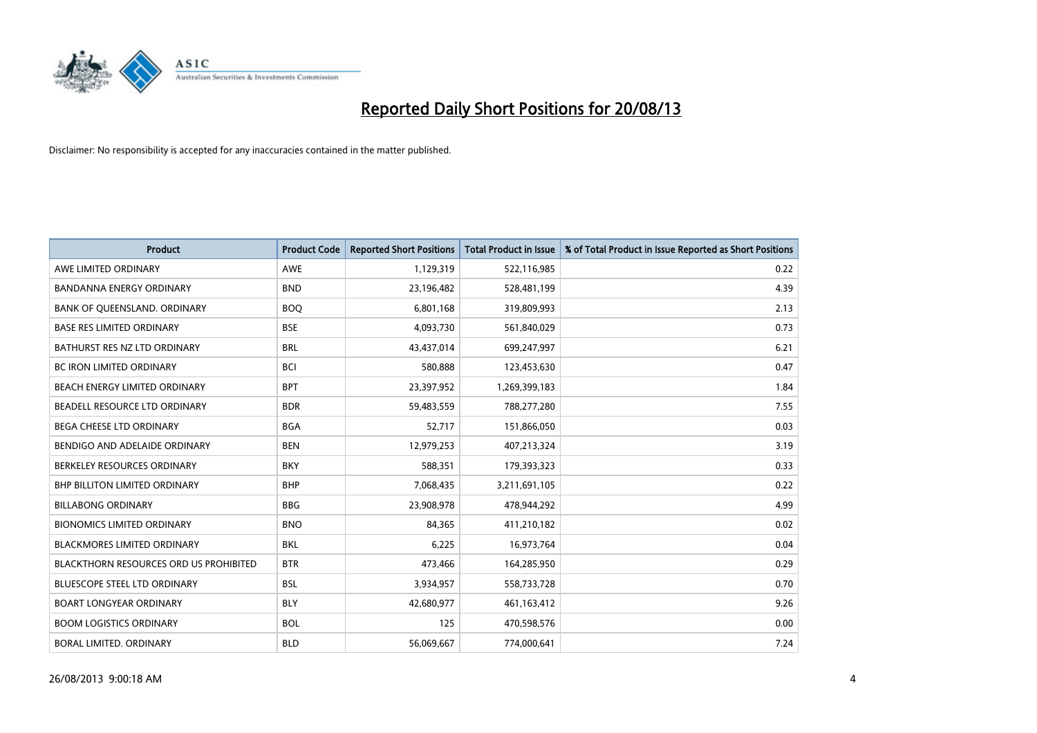# Reported Daily Short Positions for 20/08/13

Disclaimer: No responsibility is accepted for any inaccuracies contained in the matter published.

| Product | Product Code | Reported Short Positions | Total Product in Issue | % of Total Product in Issue Reported as Short Positions |
|---|---|---|---|---|
| AWE LIMITED ORDINARY | AWE | 1,129,319 | 522,116,985 | 0.22 |
| BANDANNA ENERGY ORDINARY | BND | 23,196,482 | 528,481,199 | 4.39 |
| BANK OF QUEENSLAND. ORDINARY | BOQ | 6,801,168 | 319,809,993 | 2.13 |
| BASE RES LIMITED ORDINARY | BSE | 4,093,730 | 561,840,029 | 0.73 |
| BATHURST RES NZ LTD ORDINARY | BRL | 43,437,014 | 699,247,997 | 6.21 |
| BC IRON LIMITED ORDINARY | BCI | 580,888 | 123,453,630 | 0.47 |
| BEACH ENERGY LIMITED ORDINARY | BPT | 23,397,952 | 1,269,399,183 | 1.84 |
| BEADELL RESOURCE LTD ORDINARY | BDR | 59,483,559 | 788,277,280 | 7.55 |
| BEGA CHEESE LTD ORDINARY | BGA | 52,717 | 151,866,050 | 0.03 |
| BENDIGO AND ADELAIDE ORDINARY | BEN | 12,979,253 | 407,213,324 | 3.19 |
| BERKELEY RESOURCES ORDINARY | BKY | 588,351 | 179,393,323 | 0.33 |
| BHP BILLITON LIMITED ORDINARY | BHP | 7,068,435 | 3,211,691,105 | 0.22 |
| BILLABONG ORDINARY | BBG | 23,908,978 | 478,944,292 | 4.99 |
| BIONOMICS LIMITED ORDINARY | BNO | 84,365 | 411,210,182 | 0.02 |
| BLACKMORES LIMITED ORDINARY | BKL | 6,225 | 16,973,764 | 0.04 |
| BLACKTHORN RESOURCES ORD US PROHIBITED | BTR | 473,466 | 164,285,950 | 0.29 |
| BLUESCOPE STEEL LTD ORDINARY | BSL | 3,934,957 | 558,733,728 | 0.70 |
| BOART LONGYEAR ORDINARY | BLY | 42,680,977 | 461,163,412 | 9.26 |
| BOOM LOGISTICS ORDINARY | BOL | 125 | 470,598,576 | 0.00 |
| BORAL LIMITED. ORDINARY | BLD | 56,069,667 | 774,000,641 | 7.24 |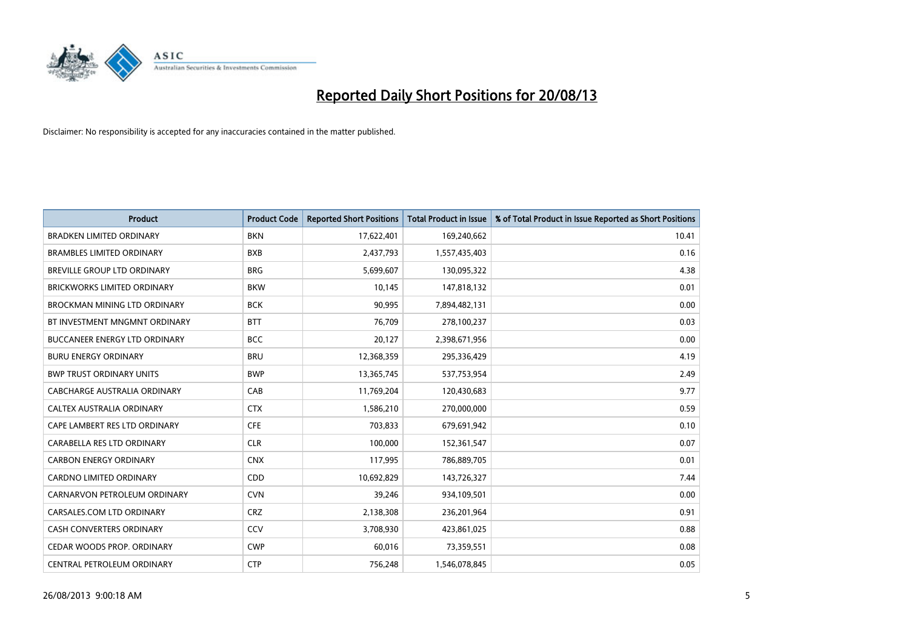# Reported Daily Short Positions for 20/08/13

Disclaimer: No responsibility is accepted for any inaccuracies contained in the matter published.

| Product | Product Code | Reported Short Positions | Total Product in Issue | % of Total Product in Issue Reported as Short Positions |
|---|---|---|---|---|
| BRADKEN LIMITED ORDINARY | BKN | 17,622,401 | 169,240,662 | 10.41 |
| BRAMBLES LIMITED ORDINARY | BXB | 2,437,793 | 1,557,435,403 | 0.16 |
| BREVILLE GROUP LTD ORDINARY | BRG | 5,699,607 | 130,095,322 | 4.38 |
| BRICKWORKS LIMITED ORDINARY | BKW | 10,145 | 147,818,132 | 0.01 |
| BROCKMAN MINING LTD ORDINARY | BCK | 90,995 | 7,894,482,131 | 0.00 |
| BT INVESTMENT MNGMNT ORDINARY | BTT | 76,709 | 278,100,237 | 0.03 |
| BUCCANEER ENERGY LTD ORDINARY | BCC | 20,127 | 2,398,671,956 | 0.00 |
| BURU ENERGY ORDINARY | BRU | 12,368,359 | 295,336,429 | 4.19 |
| BWP TRUST ORDINARY UNITS | BWP | 13,365,745 | 537,753,954 | 2.49 |
| CABCHARGE AUSTRALIA ORDINARY | CAB | 11,769,204 | 120,430,683 | 9.77 |
| CALTEX AUSTRALIA ORDINARY | CTX | 1,586,210 | 270,000,000 | 0.59 |
| CAPE LAMBERT RES LTD ORDINARY | CFE | 703,833 | 679,691,942 | 0.10 |
| CARABELLA RES LTD ORDINARY | CLR | 100,000 | 152,361,547 | 0.07 |
| CARBON ENERGY ORDINARY | CNX | 117,995 | 786,889,705 | 0.01 |
| CARDNO LIMITED ORDINARY | CDD | 10,692,829 | 143,726,327 | 7.44 |
| CARNARVON PETROLEUM ORDINARY | CVN | 39,246 | 934,109,501 | 0.00 |
| CARSALES.COM LTD ORDINARY | CRZ | 2,138,308 | 236,201,964 | 0.91 |
| CASH CONVERTERS ORDINARY | CCV | 3,708,930 | 423,861,025 | 0.88 |
| CEDAR WOODS PROP. ORDINARY | CWP | 60,016 | 73,359,551 | 0.08 |
| CENTRAL PETROLEUM ORDINARY | CTP | 756,248 | 1,546,078,845 | 0.05 |

26/08/2013 9:00:18 AM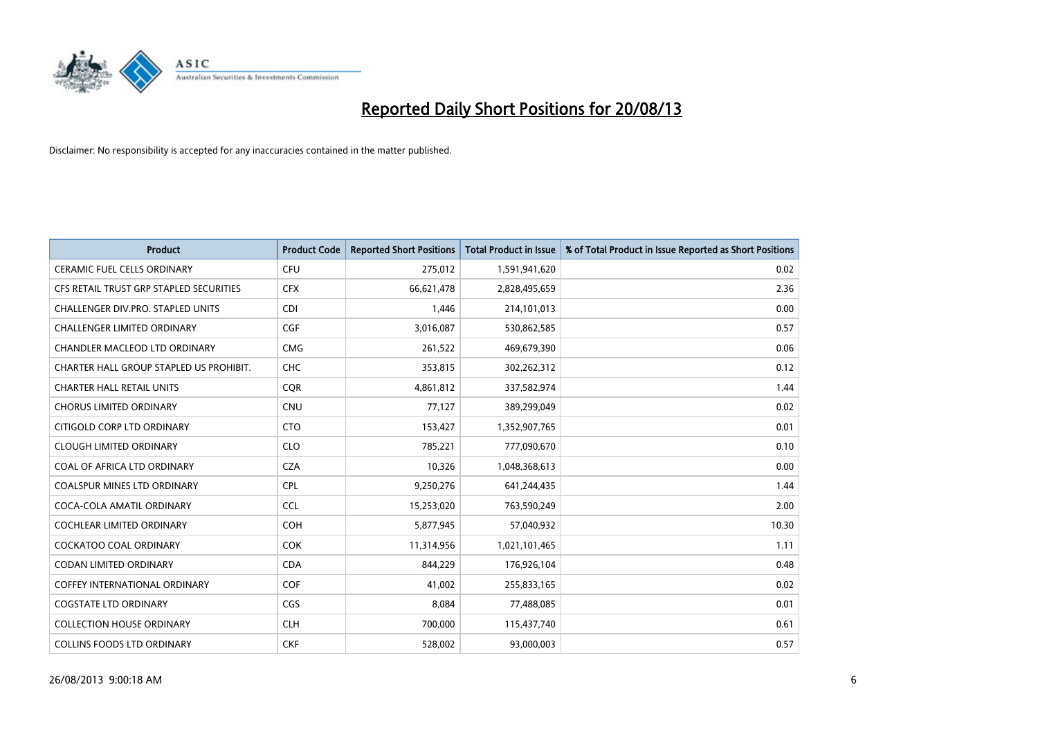# Reported Daily Short Positions for 20/08/13

Disclaimer: No responsibility is accepted for any inaccuracies contained in the matter published.

| Product | Product Code | Reported Short Positions | Total Product in Issue | % of Total Product in Issue Reported as Short Positions |
|---|---|---|---|---|
| CERAMIC FUEL CELLS ORDINARY | CFU | 275,012 | 1,591,941,620 | 0.02 |
| CFS RETAIL TRUST GRP STAPLED SECURITIES | CFX | 66,621,478 | 2,828,495,659 | 2.36 |
| CHALLENGER DIV.PRO. STAPLED UNITS | CDI | 1,446 | 214,101,013 | 0.00 |
| CHALLENGER LIMITED ORDINARY | CGF | 3,016,087 | 530,862,585 | 0.57 |
| CHANDLER MACLEOD LTD ORDINARY | CMG | 261,522 | 469,679,390 | 0.06 |
| CHARTER HALL GROUP STAPLED US PROHIBIT. | CHC | 353,815 | 302,262,312 | 0.12 |
| CHARTER HALL RETAIL UNITS | CQR | 4,861,812 | 337,582,974 | 1.44 |
| CHORUS LIMITED ORDINARY | CNU | 77,127 | 389,299,049 | 0.02 |
| CITIGOLD CORP LTD ORDINARY | CTO | 153,427 | 1,352,907,765 | 0.01 |
| CLOUGH LIMITED ORDINARY | CLO | 785,221 | 777,090,670 | 0.10 |
| COAL OF AFRICA LTD ORDINARY | CZA | 10,326 | 1,048,368,613 | 0.00 |
| COALSPUR MINES LTD ORDINARY | CPL | 9,250,276 | 641,244,435 | 1.44 |
| COCA-COLA AMATIL ORDINARY | CCL | 15,253,020 | 763,590,249 | 2.00 |
| COCHLEAR LIMITED ORDINARY | COH | 5,877,945 | 57,040,932 | 10.30 |
| COCKATOO COAL ORDINARY | COK | 11,314,956 | 1,021,101,465 | 1.11 |
| CODAN LIMITED ORDINARY | CDA | 844,229 | 176,926,104 | 0.48 |
| COFFEY INTERNATIONAL ORDINARY | COF | 41,002 | 255,833,165 | 0.02 |
| COGSTATE LTD ORDINARY | CGS | 8,084 | 77,488,085 | 0.01 |
| COLLECTION HOUSE ORDINARY | CLH | 700,000 | 115,437,740 | 0.61 |
| COLLINS FOODS LTD ORDINARY | CKF | 528,002 | 93,000,003 | 0.57 |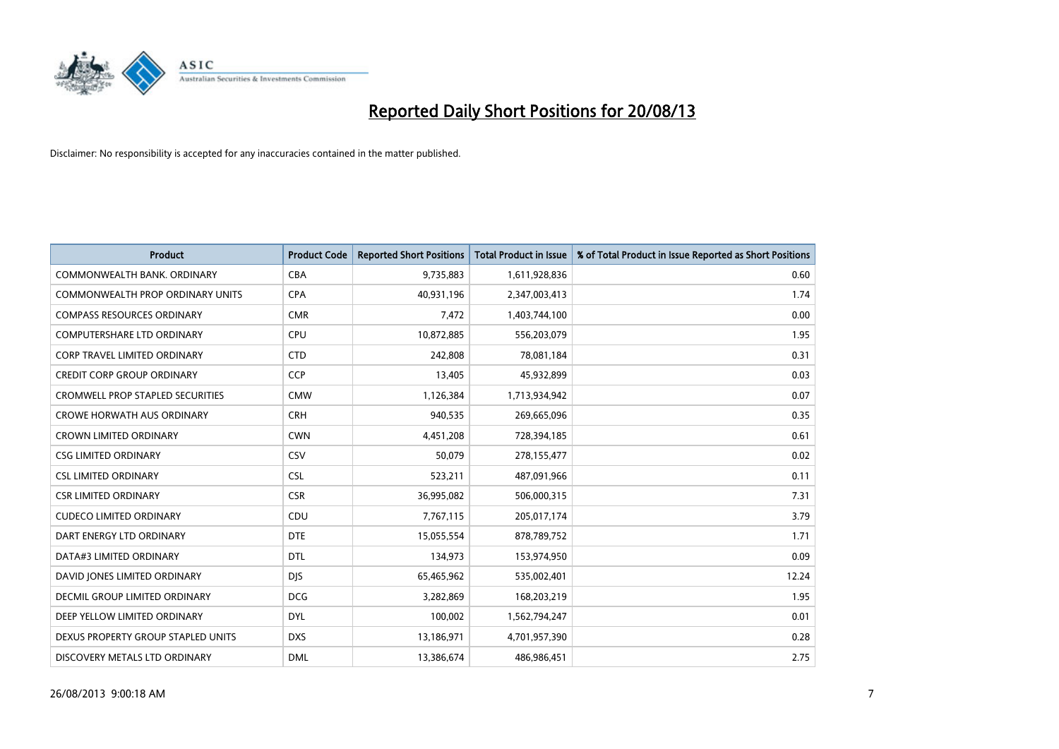# Reported Daily Short Positions for 20/08/13

Disclaimer: No responsibility is accepted for any inaccuracies contained in the matter published.

| Product | Product Code | Reported Short Positions | Total Product in Issue | % of Total Product in Issue Reported as Short Positions |
|---|---|---|---|---|
| COMMONWEALTH BANK. ORDINARY | CBA | 9,735,883 | 1,611,928,836 | 0.60 |
| COMMONWEALTH PROP ORDINARY UNITS | CPA | 40,931,196 | 2,347,003,413 | 1.74 |
| COMPASS RESOURCES ORDINARY | CMR | 7,472 | 1,403,744,100 | 0.00 |
| COMPUTERSHARE LTD ORDINARY | CPU | 10,872,885 | 556,203,079 | 1.95 |
| CORP TRAVEL LIMITED ORDINARY | CTD | 242,808 | 78,081,184 | 0.31 |
| CREDIT CORP GROUP ORDINARY | CCP | 13,405 | 45,932,899 | 0.03 |
| CROMWELL PROP STAPLED SECURITIES | CMW | 1,126,384 | 1,713,934,942 | 0.07 |
| CROWE HORWATH AUS ORDINARY | CRH | 940,535 | 269,665,096 | 0.35 |
| CROWN LIMITED ORDINARY | CWN | 4,451,208 | 728,394,185 | 0.61 |
| CSG LIMITED ORDINARY | CSV | 50,079 | 278,155,477 | 0.02 |
| CSL LIMITED ORDINARY | CSL | 523,211 | 487,091,966 | 0.11 |
| CSR LIMITED ORDINARY | CSR | 36,995,082 | 506,000,315 | 7.31 |
| CUDECO LIMITED ORDINARY | CDU | 7,767,115 | 205,017,174 | 3.79 |
| DART ENERGY LTD ORDINARY | DTE | 15,055,554 | 878,789,752 | 1.71 |
| DATA#3 LIMITED ORDINARY | DTL | 134,973 | 153,974,950 | 0.09 |
| DAVID JONES LIMITED ORDINARY | DJS | 65,465,962 | 535,002,401 | 12.24 |
| DECMIL GROUP LIMITED ORDINARY | DCG | 3,282,869 | 168,203,219 | 1.95 |
| DEEP YELLOW LIMITED ORDINARY | DYL | 100,002 | 1,562,794,247 | 0.01 |
| DEXUS PROPERTY GROUP STAPLED UNITS | DXS | 13,186,971 | 4,701,957,390 | 0.28 |
| DISCOVERY METALS LTD ORDINARY | DML | 13,386,674 | 486,986,451 | 2.75 |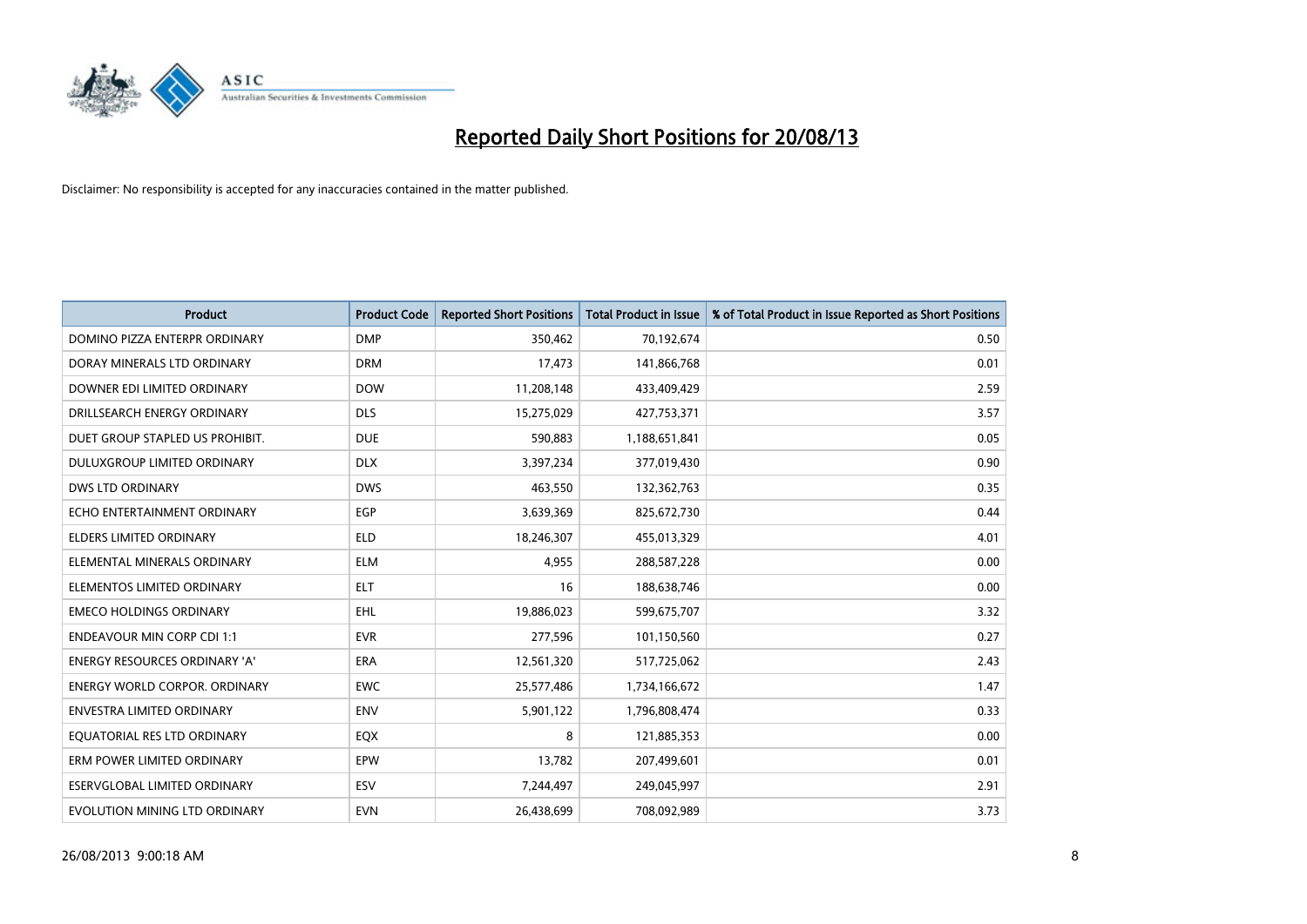# Reported Daily Short Positions for 20/08/13

Disclaimer: No responsibility is accepted for any inaccuracies contained in the matter published.

| Product | Product Code | Reported Short Positions | Total Product in Issue | % of Total Product in Issue Reported as Short Positions |
|---|---|---|---|---|
| DOMINO PIZZA ENTERPR ORDINARY | DMP | 350,462 | 70,192,674 | 0.50 |
| DORAY MINERALS LTD ORDINARY | DRM | 17,473 | 141,866,768 | 0.01 |
| DOWNER EDI LIMITED ORDINARY | DOW | 11,208,148 | 433,409,429 | 2.59 |
| DRILLSEARCH ENERGY ORDINARY | DLS | 15,275,029 | 427,753,371 | 3.57 |
| DUET GROUP STAPLED US PROHIBIT. | DUE | 590,883 | 1,188,651,841 | 0.05 |
| DULUXGROUP LIMITED ORDINARY | DLX | 3,397,234 | 377,019,430 | 0.90 |
| DWS LTD ORDINARY | DWS | 463,550 | 132,362,763 | 0.35 |
| ECHO ENTERTAINMENT ORDINARY | EGP | 3,639,369 | 825,672,730 | 0.44 |
| ELDERS LIMITED ORDINARY | ELD | 18,246,307 | 455,013,329 | 4.01 |
| ELEMENTAL MINERALS ORDINARY | ELM | 4,955 | 288,587,228 | 0.00 |
| ELEMENTOS LIMITED ORDINARY | ELT | 16 | 188,638,746 | 0.00 |
| EMECO HOLDINGS ORDINARY | EHL | 19,886,023 | 599,675,707 | 3.32 |
| ENDEAVOUR MIN CORP CDI 1:1 | EVR | 277,596 | 101,150,560 | 0.27 |
| ENERGY RESOURCES ORDINARY 'A' | ERA | 12,561,320 | 517,725,062 | 2.43 |
| ENERGY WORLD CORPOR. ORDINARY | EWC | 25,577,486 | 1,734,166,672 | 1.47 |
| ENVESTRA LIMITED ORDINARY | ENV | 5,901,122 | 1,796,808,474 | 0.33 |
| EQUATORIAL RES LTD ORDINARY | EQX | 8 | 121,885,353 | 0.00 |
| ERM POWER LIMITED ORDINARY | EPW | 13,782 | 207,499,601 | 0.01 |
| ESERVGLOBAL LIMITED ORDINARY | ESV | 7,244,497 | 249,045,997 | 2.91 |
| EVOLUTION MINING LTD ORDINARY | EVN | 26,438,699 | 708,092,989 | 3.73 |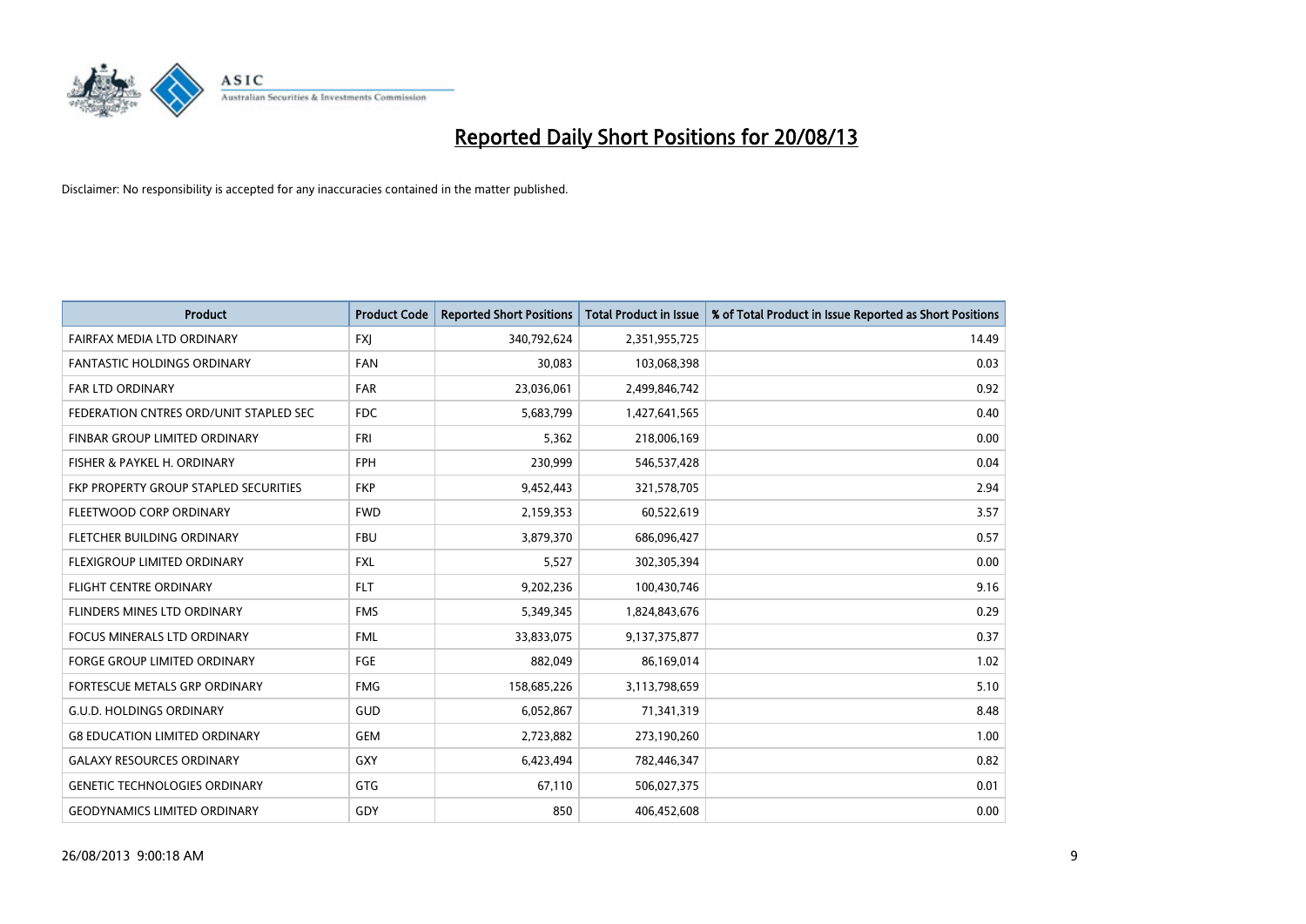# Reported Daily Short Positions for 20/08/13

Disclaimer: No responsibility is accepted for any inaccuracies contained in the matter published.

| Product | Product Code | Reported Short Positions | Total Product in Issue | % of Total Product in Issue Reported as Short Positions |
|---|---|---|---|---|
| FAIRFAX MEDIA LTD ORDINARY | FXJ | 340,792,624 | 2,351,955,725 | 14.49 |
| FANTASTIC HOLDINGS ORDINARY | FAN | 30,083 | 103,068,398 | 0.03 |
| FAR LTD ORDINARY | FAR | 23,036,061 | 2,499,846,742 | 0.92 |
| FEDERATION CNTRES ORD/UNIT STAPLED SEC | FDC | 5,683,799 | 1,427,641,565 | 0.40 |
| FINBAR GROUP LIMITED ORDINARY | FRI | 5,362 | 218,006,169 | 0.00 |
| FISHER & PAYKEL H. ORDINARY | FPH | 230,999 | 546,537,428 | 0.04 |
| FKP PROPERTY GROUP STAPLED SECURITIES | FKP | 9,452,443 | 321,578,705 | 2.94 |
| FLEETWOOD CORP ORDINARY | FWD | 2,159,353 | 60,522,619 | 3.57 |
| FLETCHER BUILDING ORDINARY | FBU | 3,879,370 | 686,096,427 | 0.57 |
| FLEXIGROUP LIMITED ORDINARY | FXL | 5,527 | 302,305,394 | 0.00 |
| FLIGHT CENTRE ORDINARY | FLT | 9,202,236 | 100,430,746 | 9.16 |
| FLINDERS MINES LTD ORDINARY | FMS | 5,349,345 | 1,824,843,676 | 0.29 |
| FOCUS MINERALS LTD ORDINARY | FML | 33,833,075 | 9,137,375,877 | 0.37 |
| FORGE GROUP LIMITED ORDINARY | FGE | 882,049 | 86,169,014 | 1.02 |
| FORTESCUE METALS GRP ORDINARY | FMG | 158,685,226 | 3,113,798,659 | 5.10 |
| G.U.D. HOLDINGS ORDINARY | GUD | 6,052,867 | 71,341,319 | 8.48 |
| G8 EDUCATION LIMITED ORDINARY | GEM | 2,723,882 | 273,190,260 | 1.00 |
| GALAXY RESOURCES ORDINARY | GXY | 6,423,494 | 782,446,347 | 0.82 |
| GENETIC TECHNOLOGIES ORDINARY | GTG | 67,110 | 506,027,375 | 0.01 |
| GEODYNAMICS LIMITED ORDINARY | GDY | 850 | 406,452,608 | 0.00 |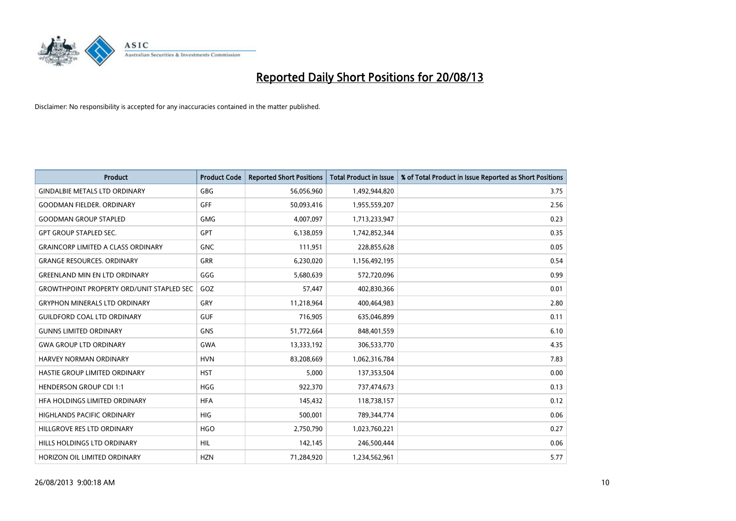# Reported Daily Short Positions for 20/08/13

Disclaimer: No responsibility is accepted for any inaccuracies contained in the matter published.

| Product | Product Code | Reported Short Positions | Total Product in Issue | % of Total Product in Issue Reported as Short Positions |
|---|---|---|---|---|
| GINDALBIE METALS LTD ORDINARY | GBG | 56,056,960 | 1,492,944,820 | 3.75 |
| GOODMAN FIELDER. ORDINARY | GFF | 50,093,416 | 1,955,559,207 | 2.56 |
| GOODMAN GROUP STAPLED | GMG | 4,007,097 | 1,713,233,947 | 0.23 |
| GPT GROUP STAPLED SEC. | GPT | 6,138,059 | 1,742,852,344 | 0.35 |
| GRAINCORP LIMITED A CLASS ORDINARY | GNC | 111,951 | 228,855,628 | 0.05 |
| GRANGE RESOURCES. ORDINARY | GRR | 6,230,020 | 1,156,492,195 | 0.54 |
| GREENLAND MIN EN LTD ORDINARY | GGG | 5,680,639 | 572,720,096 | 0.99 |
| GROWTHPOINT PROPERTY ORD/UNIT STAPLED SEC | GOZ | 57,447 | 402,830,366 | 0.01 |
| GRYPHON MINERALS LTD ORDINARY | GRY | 11,218,964 | 400,464,983 | 2.80 |
| GUILDFORD COAL LTD ORDINARY | GUF | 716,905 | 635,046,899 | 0.11 |
| GUNNS LIMITED ORDINARY | GNS | 51,772,664 | 848,401,559 | 6.10 |
| GWA GROUP LTD ORDINARY | GWA | 13,333,192 | 306,533,770 | 4.35 |
| HARVEY NORMAN ORDINARY | HVN | 83,208,669 | 1,062,316,784 | 7.83 |
| HASTIE GROUP LIMITED ORDINARY | HST | 5,000 | 137,353,504 | 0.00 |
| HENDERSON GROUP CDI 1:1 | HGG | 922,370 | 737,474,673 | 0.13 |
| HFA HOLDINGS LIMITED ORDINARY | HFA | 145,432 | 118,738,157 | 0.12 |
| HIGHLANDS PACIFIC ORDINARY | HIG | 500,001 | 789,344,774 | 0.06 |
| HILLGROVE RES LTD ORDINARY | HGO | 2,750,790 | 1,023,760,221 | 0.27 |
| HILLS HOLDINGS LTD ORDINARY | HIL | 142,145 | 246,500,444 | 0.06 |
| HORIZON OIL LIMITED ORDINARY | HZN | 71,284,920 | 1,234,562,961 | 5.77 |

26/08/2013 9:00:18 AM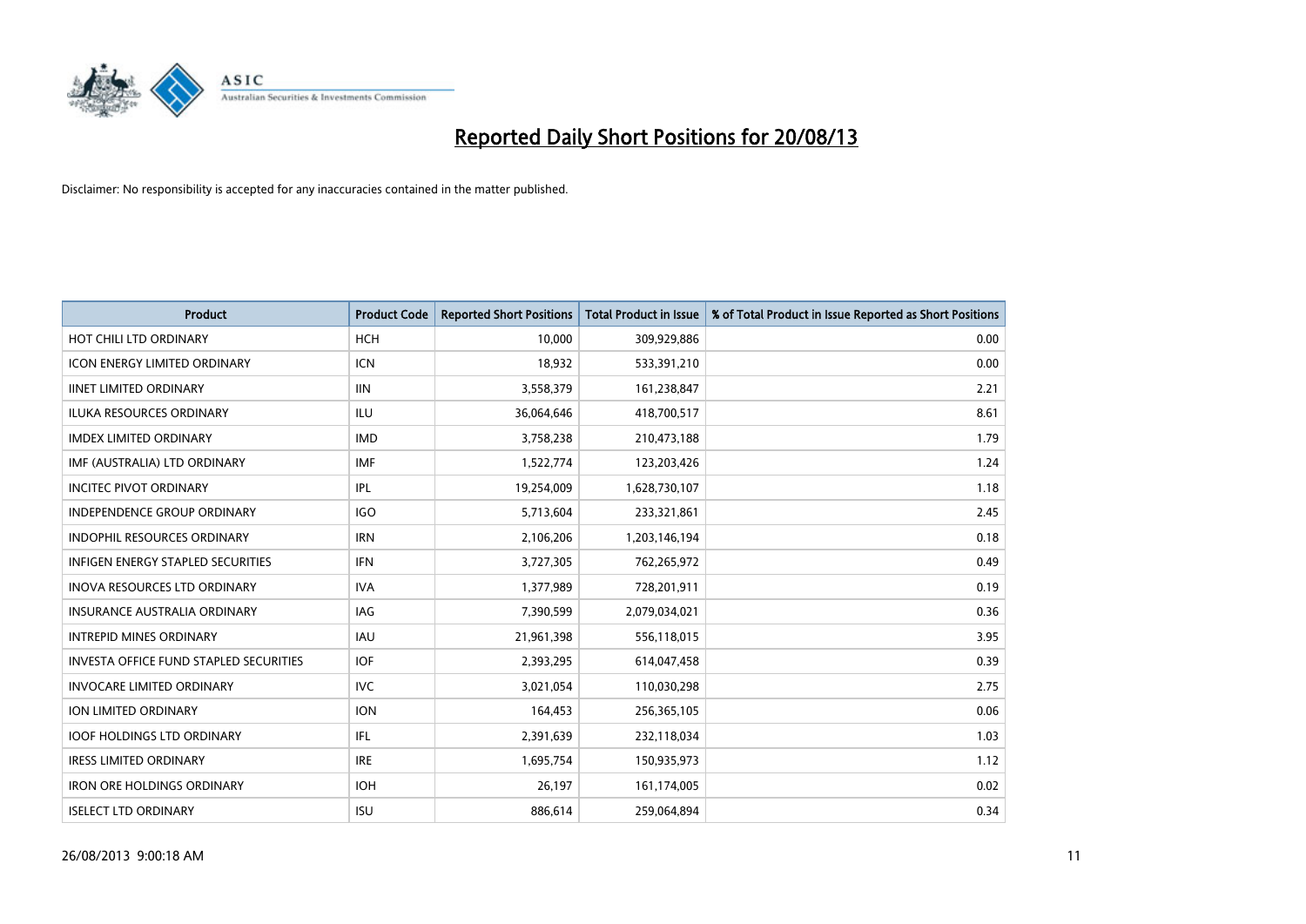# Reported Daily Short Positions for 20/08/13

Disclaimer: No responsibility is accepted for any inaccuracies contained in the matter published.

| Product | Product Code | Reported Short Positions | Total Product in Issue | % of Total Product in Issue Reported as Short Positions |
| --- | --- | --- | --- | --- |
| HOT CHILI LTD ORDINARY | HCH | 10,000 | 309,929,886 | 0.00 |
| ICON ENERGY LIMITED ORDINARY | ICN | 18,932 | 533,391,210 | 0.00 |
| IINET LIMITED ORDINARY | IIN | 3,558,379 | 161,238,847 | 2.21 |
| ILUKA RESOURCES ORDINARY | ILU | 36,064,646 | 418,700,517 | 8.61 |
| IMDEX LIMITED ORDINARY | IMD | 3,758,238 | 210,473,188 | 1.79 |
| IMF (AUSTRALIA) LTD ORDINARY | IMF | 1,522,774 | 123,203,426 | 1.24 |
| INCITEC PIVOT ORDINARY | IPL | 19,254,009 | 1,628,730,107 | 1.18 |
| INDEPENDENCE GROUP ORDINARY | IGO | 5,713,604 | 233,321,861 | 2.45 |
| INDOPHIL RESOURCES ORDINARY | IRN | 2,106,206 | 1,203,146,194 | 0.18 |
| INFIGEN ENERGY STAPLED SECURITIES | IFN | 3,727,305 | 762,265,972 | 0.49 |
| INOVA RESOURCES LTD ORDINARY | IVA | 1,377,989 | 728,201,911 | 0.19 |
| INSURANCE AUSTRALIA ORDINARY | IAG | 7,390,599 | 2,079,034,021 | 0.36 |
| INTREPID MINES ORDINARY | IAU | 21,961,398 | 556,118,015 | 3.95 |
| INVESTA OFFICE FUND STAPLED SECURITIES | IOF | 2,393,295 | 614,047,458 | 0.39 |
| INVOCARE LIMITED ORDINARY | IVC | 3,021,054 | 110,030,298 | 2.75 |
| ION LIMITED ORDINARY | ION | 164,453 | 256,365,105 | 0.06 |
| IOOF HOLDINGS LTD ORDINARY | IFL | 2,391,639 | 232,118,034 | 1.03 |
| IRESS LIMITED ORDINARY | IRE | 1,695,754 | 150,935,973 | 1.12 |
| IRON ORE HOLDINGS ORDINARY | IOH | 26,197 | 161,174,005 | 0.02 |
| ISELECT LTD ORDINARY | ISU | 886,614 | 259,064,894 | 0.34 |

26/08/2013 9:00:18 AM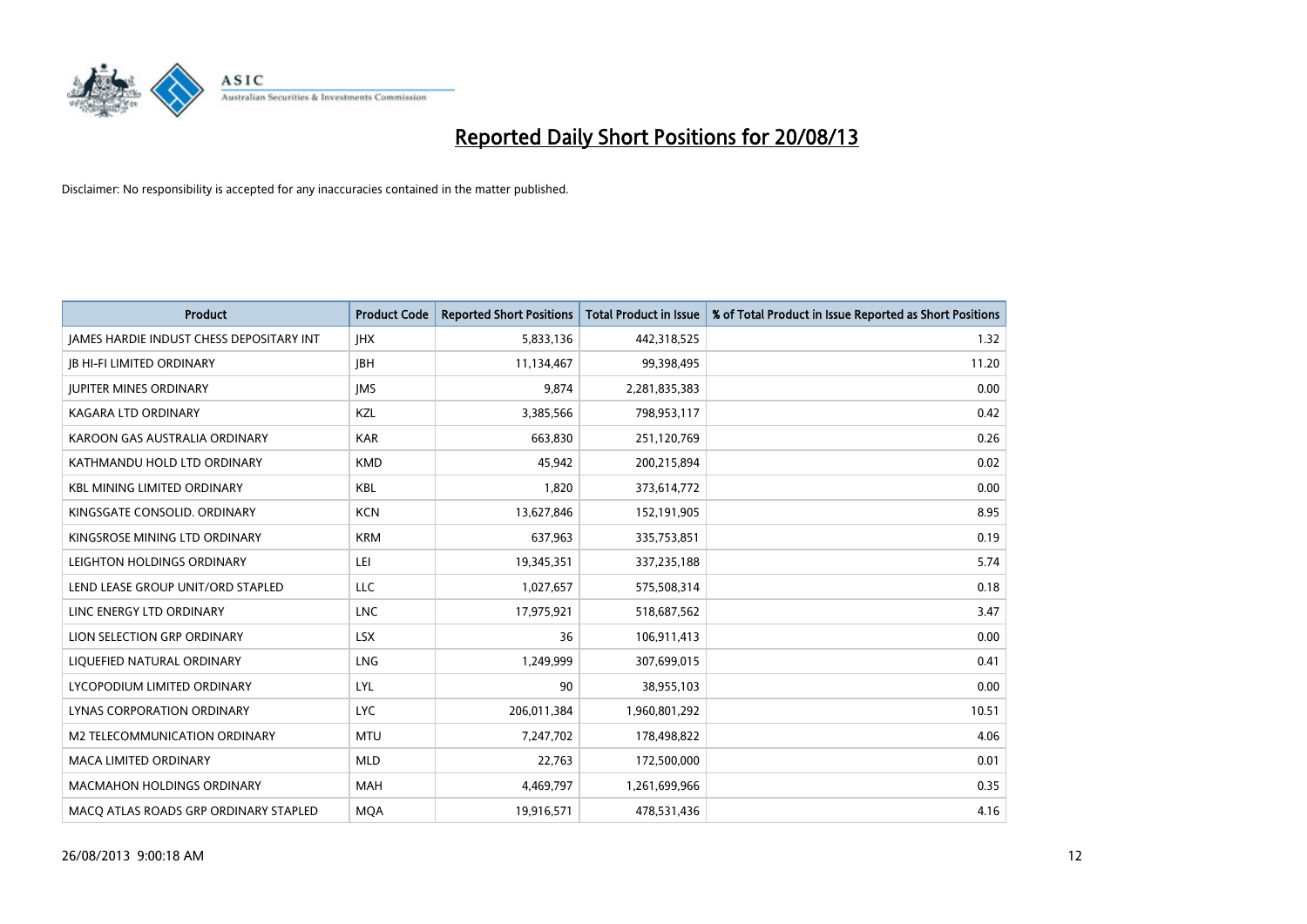# Reported Daily Short Positions for 20/08/13

Disclaimer: No responsibility is accepted for any inaccuracies contained in the matter published.

| Product | Product Code | Reported Short Positions | Total Product in Issue | % of Total Product in Issue Reported as Short Positions |
|---|---|---|---|---|
| JAMES HARDIE INDUST CHESS DEPOSITARY INT | JHX | 5,833,136 | 442,318,525 | 1.32 |
| JB HI-FI LIMITED ORDINARY | JBH | 11,134,467 | 99,398,495 | 11.20 |
| JUPITER MINES ORDINARY | JMS | 9,874 | 2,281,835,383 | 0.00 |
| KAGARA LTD ORDINARY | KZL | 3,385,566 | 798,953,117 | 0.42 |
| KAROON GAS AUSTRALIA ORDINARY | KAR | 663,830 | 251,120,769 | 0.26 |
| KATHMANDU HOLD LTD ORDINARY | KMD | 45,942 | 200,215,894 | 0.02 |
| KBL MINING LIMITED ORDINARY | KBL | 1,820 | 373,614,772 | 0.00 |
| KINGSGATE CONSOLID. ORDINARY | KCN | 13,627,846 | 152,191,905 | 8.95 |
| KINGSROSE MINING LTD ORDINARY | KRM | 637,963 | 335,753,851 | 0.19 |
| LEIGHTON HOLDINGS ORDINARY | LEI | 19,345,351 | 337,235,188 | 5.74 |
| LEND LEASE GROUP UNIT/ORD STAPLED | LLC | 1,027,657 | 575,508,314 | 0.18 |
| LINC ENERGY LTD ORDINARY | LNC | 17,975,921 | 518,687,562 | 3.47 |
| LION SELECTION GRP ORDINARY | LSX | 36 | 106,911,413 | 0.00 |
| LIQUEFIED NATURAL ORDINARY | LNG | 1,249,999 | 307,699,015 | 0.41 |
| LYCOPODIUM LIMITED ORDINARY | LYL | 90 | 38,955,103 | 0.00 |
| LYNAS CORPORATION ORDINARY | LYC | 206,011,384 | 1,960,801,292 | 10.51 |
| M2 TELECOMMUNICATION ORDINARY | MTU | 7,247,702 | 178,498,822 | 4.06 |
| MACA LIMITED ORDINARY | MLD | 22,763 | 172,500,000 | 0.01 |
| MACMAHON HOLDINGS ORDINARY | MAH | 4,469,797 | 1,261,699,966 | 0.35 |
| MACQ ATLAS ROADS GRP ORDINARY STAPLED | MQA | 19,916,571 | 478,531,436 | 4.16 |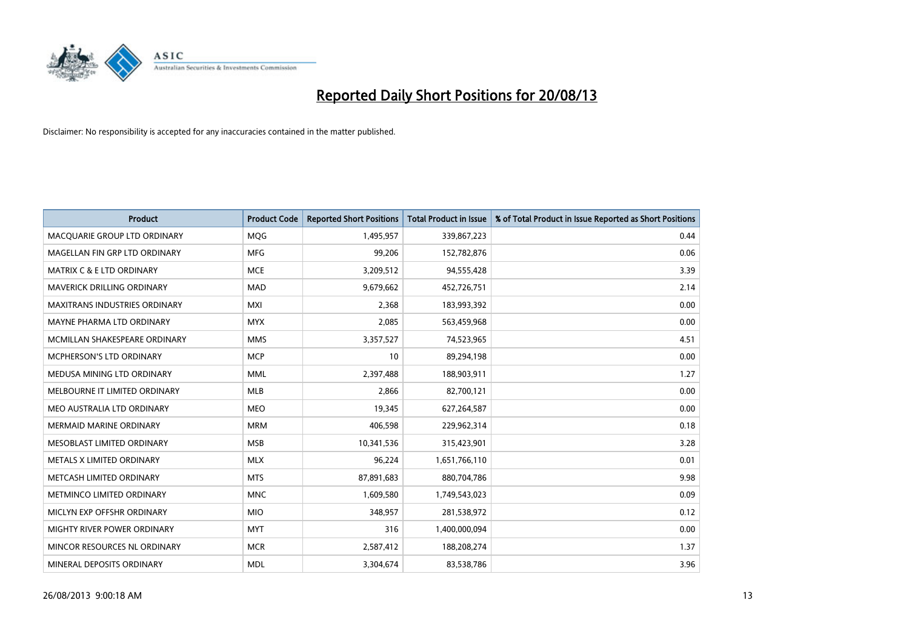# Reported Daily Short Positions for 20/08/13

Disclaimer: No responsibility is accepted for any inaccuracies contained in the matter published.

| Product | Product Code | Reported Short Positions | Total Product in Issue | % of Total Product in Issue Reported as Short Positions |
|---|---|---|---|---|
| MACQUARIE GROUP LTD ORDINARY | MQG | 1,495,957 | 339,867,223 | 0.44 |
| MAGELLAN FIN GRP LTD ORDINARY | MFG | 99,206 | 152,782,876 | 0.06 |
| MATRIX C & E LTD ORDINARY | MCE | 3,209,512 | 94,555,428 | 3.39 |
| MAVERICK DRILLING ORDINARY | MAD | 9,679,662 | 452,726,751 | 2.14 |
| MAXITRANS INDUSTRIES ORDINARY | MXI | 2,368 | 183,993,392 | 0.00 |
| MAYNE PHARMA LTD ORDINARY | MYX | 2,085 | 563,459,968 | 0.00 |
| MCMILLAN SHAKESPEARE ORDINARY | MMS | 3,357,527 | 74,523,965 | 4.51 |
| MCPHERSON'S LTD ORDINARY | MCP | 10 | 89,294,198 | 0.00 |
| MEDUSA MINING LTD ORDINARY | MML | 2,397,488 | 188,903,911 | 1.27 |
| MELBOURNE IT LIMITED ORDINARY | MLB | 2,866 | 82,700,121 | 0.00 |
| MEO AUSTRALIA LTD ORDINARY | MEO | 19,345 | 627,264,587 | 0.00 |
| MERMAID MARINE ORDINARY | MRM | 406,598 | 229,962,314 | 0.18 |
| MESOBLAST LIMITED ORDINARY | MSB | 10,341,536 | 315,423,901 | 3.28 |
| METALS X LIMITED ORDINARY | MLX | 96,224 | 1,651,766,110 | 0.01 |
| METCASH LIMITED ORDINARY | MTS | 87,891,683 | 880,704,786 | 9.98 |
| METMINCO LIMITED ORDINARY | MNC | 1,609,580 | 1,749,543,023 | 0.09 |
| MICLYN EXP OFFSHR ORDINARY | MIO | 348,957 | 281,538,972 | 0.12 |
| MIGHTY RIVER POWER ORDINARY | MYT | 316 | 1,400,000,094 | 0.00 |
| MINCOR RESOURCES NL ORDINARY | MCR | 2,587,412 | 188,208,274 | 1.37 |
| MINERAL DEPOSITS ORDINARY | MDL | 3,304,674 | 83,538,786 | 3.96 |

26/08/2013 9:00:18 AM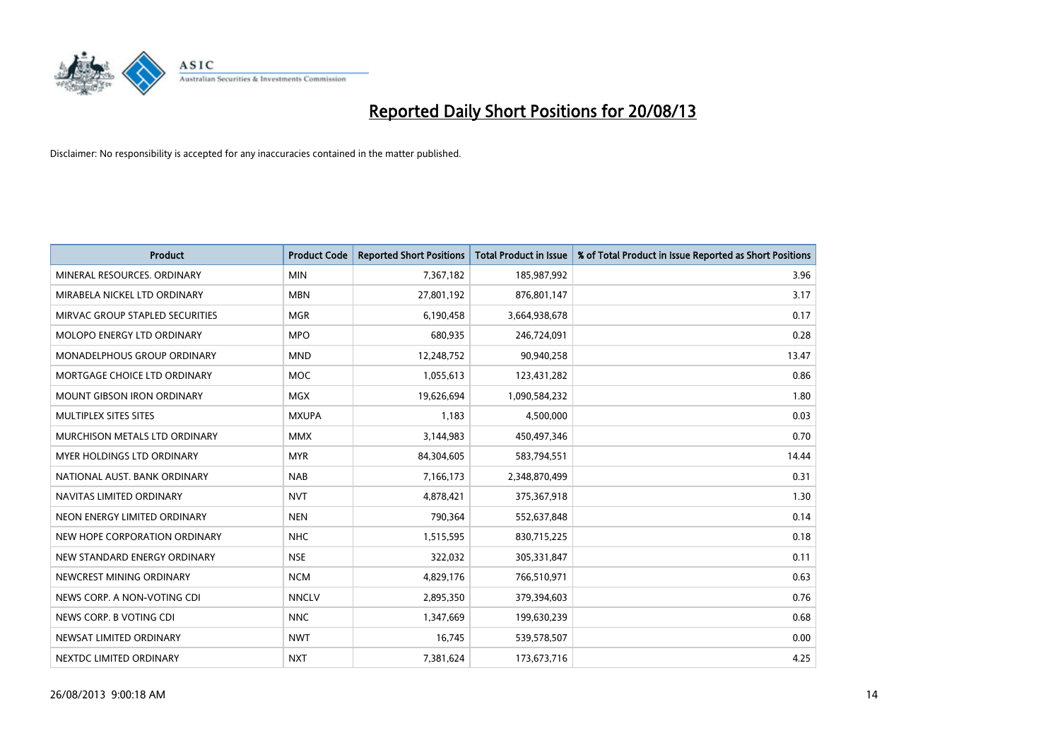# Reported Daily Short Positions for 20/08/13

Disclaimer: No responsibility is accepted for any inaccuracies contained in the matter published.

| Product | Product Code | Reported Short Positions | Total Product in Issue | % of Total Product in Issue Reported as Short Positions |
|---|---|---|---|---|
| MINERAL RESOURCES. ORDINARY | MIN | 7,367,182 | 185,987,992 | 3.96 |
| MIRABELA NICKEL LTD ORDINARY | MBN | 27,801,192 | 876,801,147 | 3.17 |
| MIRVAC GROUP STAPLED SECURITIES | MGR | 6,190,458 | 3,664,938,678 | 0.17 |
| MOLOPO ENERGY LTD ORDINARY | MPO | 680,935 | 246,724,091 | 0.28 |
| MONADELPHOUS GROUP ORDINARY | MND | 12,248,752 | 90,940,258 | 13.47 |
| MORTGAGE CHOICE LTD ORDINARY | MOC | 1,055,613 | 123,431,282 | 0.86 |
| MOUNT GIBSON IRON ORDINARY | MGX | 19,626,694 | 1,090,584,232 | 1.80 |
| MULTIPLEX SITES SITES | MXUPA | 1,183 | 4,500,000 | 0.03 |
| MURCHISON METALS LTD ORDINARY | MMX | 3,144,983 | 450,497,346 | 0.70 |
| MYER HOLDINGS LTD ORDINARY | MYR | 84,304,605 | 583,794,551 | 14.44 |
| NATIONAL AUST. BANK ORDINARY | NAB | 7,166,173 | 2,348,870,499 | 0.31 |
| NAVITAS LIMITED ORDINARY | NVT | 4,878,421 | 375,367,918 | 1.30 |
| NEON ENERGY LIMITED ORDINARY | NEN | 790,364 | 552,637,848 | 0.14 |
| NEW HOPE CORPORATION ORDINARY | NHC | 1,515,595 | 830,715,225 | 0.18 |
| NEW STANDARD ENERGY ORDINARY | NSE | 322,032 | 305,331,847 | 0.11 |
| NEWCREST MINING ORDINARY | NCM | 4,829,176 | 766,510,971 | 0.63 |
| NEWS CORP. A NON-VOTING CDI | NNCLV | 2,895,350 | 379,394,603 | 0.76 |
| NEWS CORP. B VOTING CDI | NNC | 1,347,669 | 199,630,239 | 0.68 |
| NEWSAT LIMITED ORDINARY | NWT | 16,745 | 539,578,507 | 0.00 |
| NEXTDC LIMITED ORDINARY | NXT | 7,381,624 | 173,673,716 | 4.25 |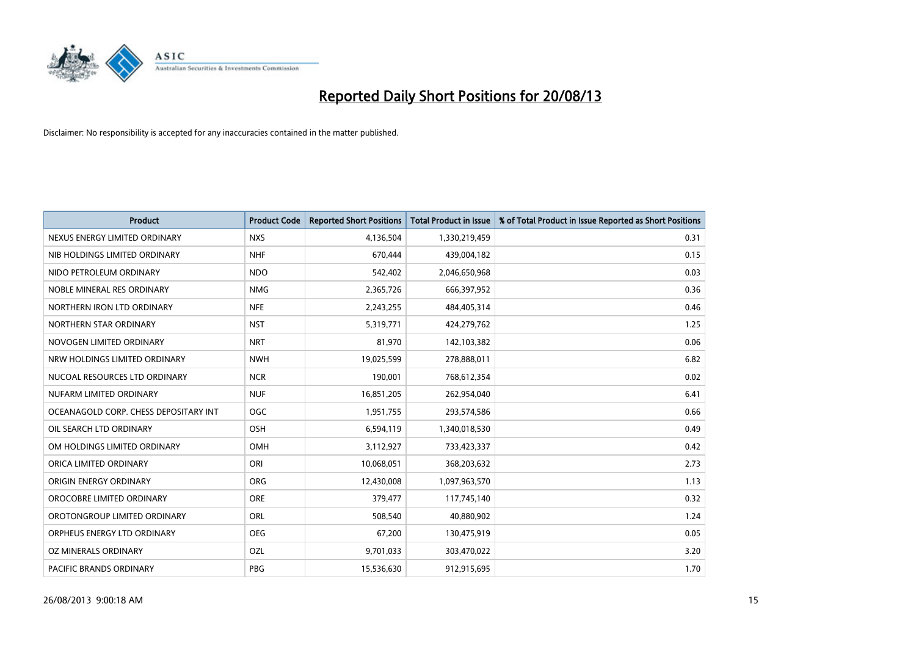# Reported Daily Short Positions for 20/08/13

Disclaimer: No responsibility is accepted for any inaccuracies contained in the matter published.

| Product | Product Code | Reported Short Positions | Total Product in Issue | % of Total Product in Issue Reported as Short Positions |
|---|---|---|---|---|
| NEXUS ENERGY LIMITED ORDINARY | NXS | 4,136,504 | 1,330,219,459 | 0.31 |
| NIB HOLDINGS LIMITED ORDINARY | NHF | 670,444 | 439,004,182 | 0.15 |
| NIDO PETROLEUM ORDINARY | NDO | 542,402 | 2,046,650,968 | 0.03 |
| NOBLE MINERAL RES ORDINARY | NMG | 2,365,726 | 666,397,952 | 0.36 |
| NORTHERN IRON LTD ORDINARY | NFE | 2,243,255 | 484,405,314 | 0.46 |
| NORTHERN STAR ORDINARY | NST | 5,319,771 | 424,279,762 | 1.25 |
| NOVOGEN LIMITED ORDINARY | NRT | 81,970 | 142,103,382 | 0.06 |
| NRW HOLDINGS LIMITED ORDINARY | NWH | 19,025,599 | 278,888,011 | 6.82 |
| NUCOAL RESOURCES LTD ORDINARY | NCR | 190,001 | 768,612,354 | 0.02 |
| NUFARM LIMITED ORDINARY | NUF | 16,851,205 | 262,954,040 | 6.41 |
| OCEANAGOLD CORP. CHESS DEPOSITARY INT | OGC | 1,951,755 | 293,574,586 | 0.66 |
| OIL SEARCH LTD ORDINARY | OSH | 6,594,119 | 1,340,018,530 | 0.49 |
| OM HOLDINGS LIMITED ORDINARY | OMH | 3,112,927 | 733,423,337 | 0.42 |
| ORICA LIMITED ORDINARY | ORI | 10,068,051 | 368,203,632 | 2.73 |
| ORIGIN ENERGY ORDINARY | ORG | 12,430,008 | 1,097,963,570 | 1.13 |
| OROCOBRE LIMITED ORDINARY | ORE | 379,477 | 117,745,140 | 0.32 |
| OROTONGROUP LIMITED ORDINARY | ORL | 508,540 | 40,880,902 | 1.24 |
| ORPHEUS ENERGY LTD ORDINARY | OEG | 67,200 | 130,475,919 | 0.05 |
| OZ MINERALS ORDINARY | OZL | 9,701,033 | 303,470,022 | 3.20 |
| PACIFIC BRANDS ORDINARY | PBG | 15,536,630 | 912,915,695 | 1.70 |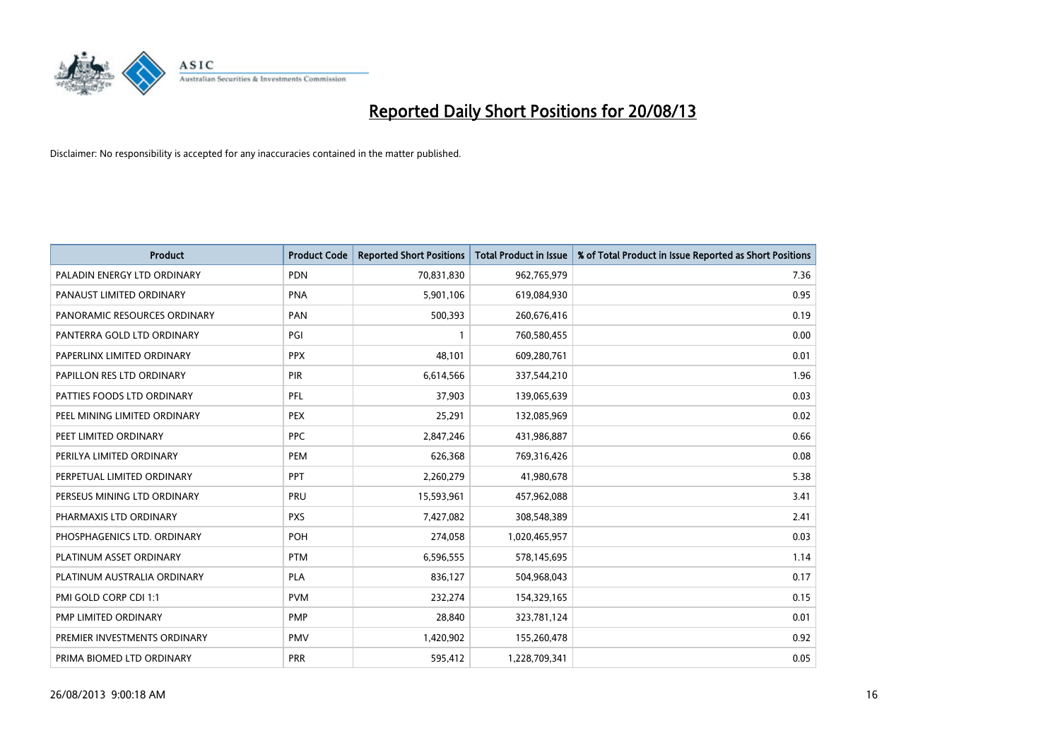# Reported Daily Short Positions for 20/08/13

Disclaimer: No responsibility is accepted for any inaccuracies contained in the matter published.

| Product | Product Code | Reported Short Positions | Total Product in Issue | % of Total Product in Issue Reported as Short Positions |
|---|---|---|---|---|
| PALADIN ENERGY LTD ORDINARY | PDN | 70,831,830 | 962,765,979 | 7.36 |
| PANAUST LIMITED ORDINARY | PNA | 5,901,106 | 619,084,930 | 0.95 |
| PANORAMIC RESOURCES ORDINARY | PAN | 500,393 | 260,676,416 | 0.19 |
| PANTERRA GOLD LTD ORDINARY | PGI | 1 | 760,580,455 | 0.00 |
| PAPERLINX LIMITED ORDINARY | PPX | 48,101 | 609,280,761 | 0.01 |
| PAPILLON RES LTD ORDINARY | PIR | 6,614,566 | 337,544,210 | 1.96 |
| PATTIES FOODS LTD ORDINARY | PFL | 37,903 | 139,065,639 | 0.03 |
| PEEL MINING LIMITED ORDINARY | PEX | 25,291 | 132,085,969 | 0.02 |
| PEET LIMITED ORDINARY | PPC | 2,847,246 | 431,986,887 | 0.66 |
| PERILYA LIMITED ORDINARY | PEM | 626,368 | 769,316,426 | 0.08 |
| PERPETUAL LIMITED ORDINARY | PPT | 2,260,279 | 41,980,678 | 5.38 |
| PERSEUS MINING LTD ORDINARY | PRU | 15,593,961 | 457,962,088 | 3.41 |
| PHARMAXIS LTD ORDINARY | PXS | 7,427,082 | 308,548,389 | 2.41 |
| PHOSPHAGENICS LTD. ORDINARY | POH | 274,058 | 1,020,465,957 | 0.03 |
| PLATINUM ASSET ORDINARY | PTM | 6,596,555 | 578,145,695 | 1.14 |
| PLATINUM AUSTRALIA ORDINARY | PLA | 836,127 | 504,968,043 | 0.17 |
| PMI GOLD CORP CDI 1:1 | PVM | 232,274 | 154,329,165 | 0.15 |
| PMP LIMITED ORDINARY | PMP | 28,840 | 323,781,124 | 0.01 |
| PREMIER INVESTMENTS ORDINARY | PMV | 1,420,902 | 155,260,478 | 0.92 |
| PRIMA BIOMED LTD ORDINARY | PRR | 595,412 | 1,228,709,341 | 0.05 |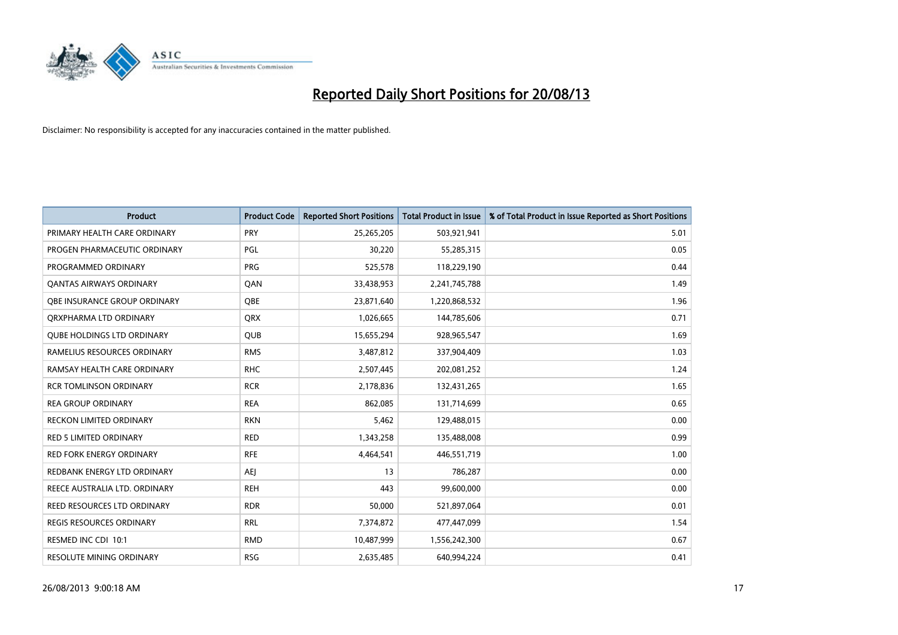# Reported Daily Short Positions for 20/08/13

Disclaimer: No responsibility is accepted for any inaccuracies contained in the matter published.

| Product | Product Code | Reported Short Positions | Total Product in Issue | % of Total Product in Issue Reported as Short Positions |
|---|---|---|---|---|
| PRIMARY HEALTH CARE ORDINARY | PRY | 25,265,205 | 503,921,941 | 5.01 |
| PROGEN PHARMACEUTIC ORDINARY | PGL | 30,220 | 55,285,315 | 0.05 |
| PROGRAMMED ORDINARY | PRG | 525,578 | 118,229,190 | 0.44 |
| QANTAS AIRWAYS ORDINARY | QAN | 33,438,953 | 2,241,745,788 | 1.49 |
| QBE INSURANCE GROUP ORDINARY | QBE | 23,871,640 | 1,220,868,532 | 1.96 |
| QRXPHARMA LTD ORDINARY | QRX | 1,026,665 | 144,785,606 | 0.71 |
| QUBE HOLDINGS LTD ORDINARY | QUB | 15,655,294 | 928,965,547 | 1.69 |
| RAMELIUS RESOURCES ORDINARY | RMS | 3,487,812 | 337,904,409 | 1.03 |
| RAMSAY HEALTH CARE ORDINARY | RHC | 2,507,445 | 202,081,252 | 1.24 |
| RCR TOMLINSON ORDINARY | RCR | 2,178,836 | 132,431,265 | 1.65 |
| REA GROUP ORDINARY | REA | 862,085 | 131,714,699 | 0.65 |
| RECKON LIMITED ORDINARY | RKN | 5,462 | 129,488,015 | 0.00 |
| RED 5 LIMITED ORDINARY | RED | 1,343,258 | 135,488,008 | 0.99 |
| RED FORK ENERGY ORDINARY | RFE | 4,464,541 | 446,551,719 | 1.00 |
| REDBANK ENERGY LTD ORDINARY | AEJ | 13 | 786,287 | 0.00 |
| REECE AUSTRALIA LTD. ORDINARY | REH | 443 | 99,600,000 | 0.00 |
| REED RESOURCES LTD ORDINARY | RDR | 50,000 | 521,897,064 | 0.01 |
| REGIS RESOURCES ORDINARY | RRL | 7,374,872 | 477,447,099 | 1.54 |
| RESMED INC CDI 10:1 | RMD | 10,487,999 | 1,556,242,300 | 0.67 |
| RESOLUTE MINING ORDINARY | RSG | 2,635,485 | 640,994,224 | 0.41 |

26/08/2013 9:00:18 AM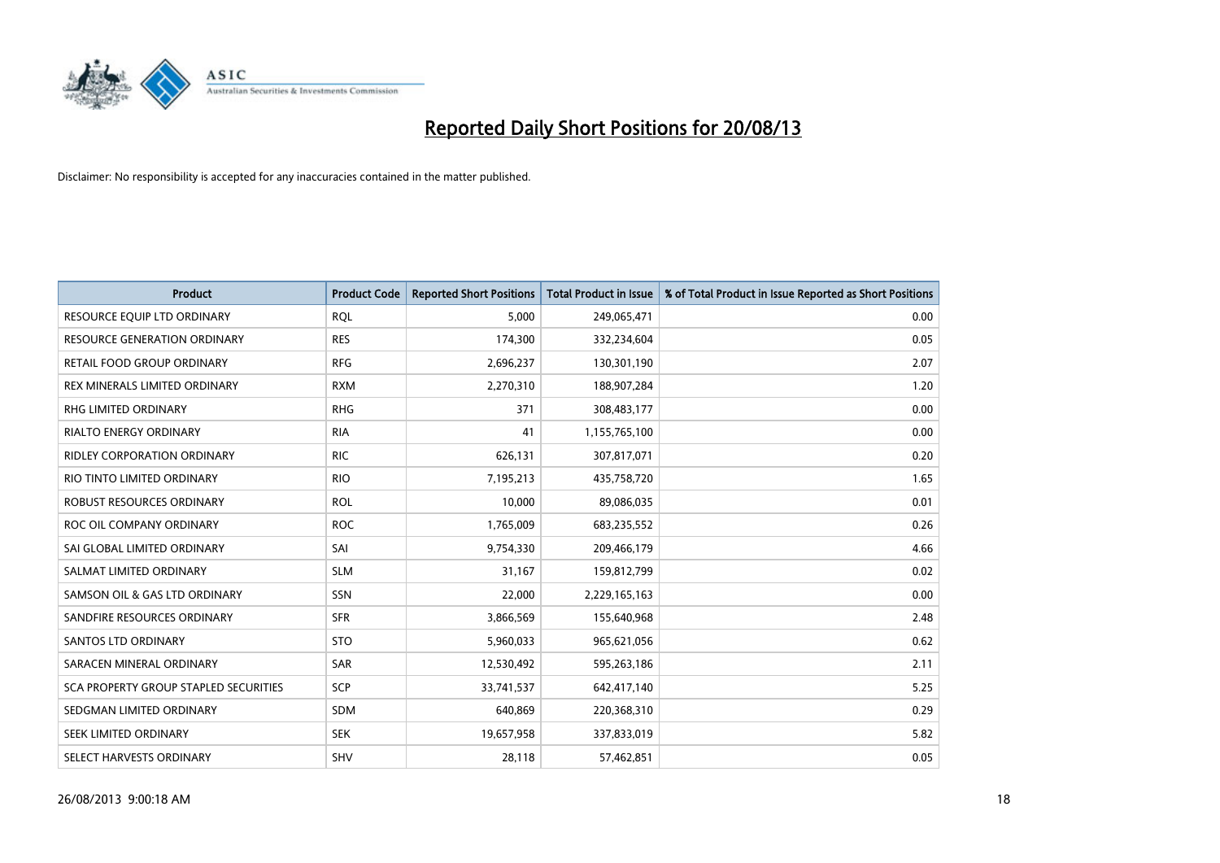# Reported Daily Short Positions for 20/08/13

Disclaimer: No responsibility is accepted for any inaccuracies contained in the matter published.

| Product | Product Code | Reported Short Positions | Total Product in Issue | % of Total Product in Issue Reported as Short Positions |
|---|---|---|---|---|
| RESOURCE EQUIP LTD ORDINARY | RQL | 5,000 | 249,065,471 | 0.00 |
| RESOURCE GENERATION ORDINARY | RES | 174,300 | 332,234,604 | 0.05 |
| RETAIL FOOD GROUP ORDINARY | RFG | 2,696,237 | 130,301,190 | 2.07 |
| REX MINERALS LIMITED ORDINARY | RXM | 2,270,310 | 188,907,284 | 1.20 |
| RHG LIMITED ORDINARY | RHG | 371 | 308,483,177 | 0.00 |
| RIALTO ENERGY ORDINARY | RIA | 41 | 1,155,765,100 | 0.00 |
| RIDLEY CORPORATION ORDINARY | RIC | 626,131 | 307,817,071 | 0.20 |
| RIO TINTO LIMITED ORDINARY | RIO | 7,195,213 | 435,758,720 | 1.65 |
| ROBUST RESOURCES ORDINARY | ROL | 10,000 | 89,086,035 | 0.01 |
| ROC OIL COMPANY ORDINARY | ROC | 1,765,009 | 683,235,552 | 0.26 |
| SAI GLOBAL LIMITED ORDINARY | SAI | 9,754,330 | 209,466,179 | 4.66 |
| SALMAT LIMITED ORDINARY | SLM | 31,167 | 159,812,799 | 0.02 |
| SAMSON OIL & GAS LTD ORDINARY | SSN | 22,000 | 2,229,165,163 | 0.00 |
| SANDFIRE RESOURCES ORDINARY | SFR | 3,866,569 | 155,640,968 | 2.48 |
| SANTOS LTD ORDINARY | STO | 5,960,033 | 965,621,056 | 0.62 |
| SARACEN MINERAL ORDINARY | SAR | 12,530,492 | 595,263,186 | 2.11 |
| SCA PROPERTY GROUP STAPLED SECURITIES | SCP | 33,741,537 | 642,417,140 | 5.25 |
| SEDGMAN LIMITED ORDINARY | SDM | 640,869 | 220,368,310 | 0.29 |
| SEEK LIMITED ORDINARY | SEK | 19,657,958 | 337,833,019 | 5.82 |
| SELECT HARVESTS ORDINARY | SHV | 28,118 | 57,462,851 | 0.05 |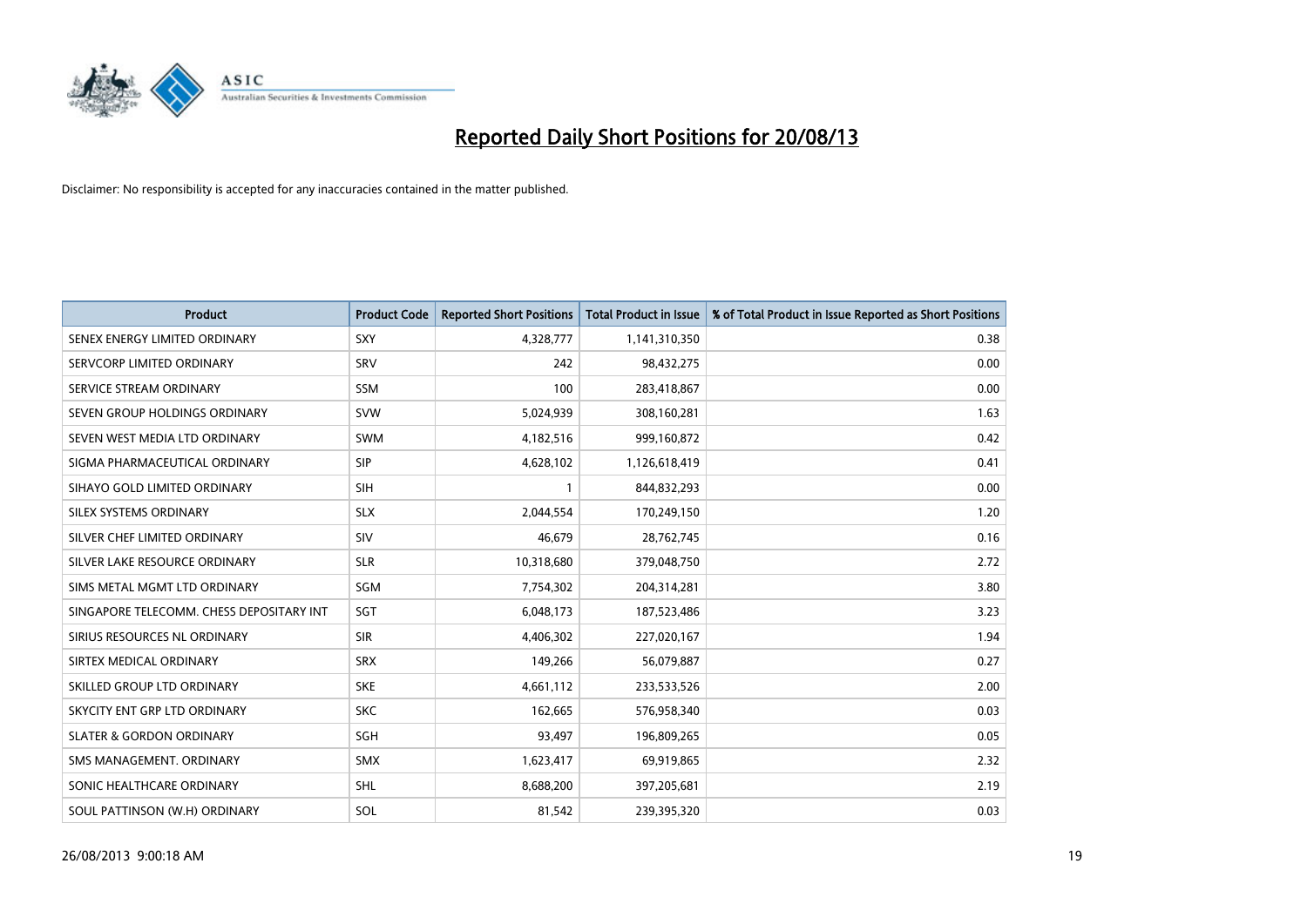# Reported Daily Short Positions for 20/08/13

Disclaimer: No responsibility is accepted for any inaccuracies contained in the matter published.

| Product | Product Code | Reported Short Positions | Total Product in Issue | % of Total Product in Issue Reported as Short Positions |
|---|---|---|---|---|
| SENEX ENERGY LIMITED ORDINARY | SXY | 4,328,777 | 1,141,310,350 | 0.38 |
| SERVCORP LIMITED ORDINARY | SRV | 242 | 98,432,275 | 0.00 |
| SERVICE STREAM ORDINARY | SSM | 100 | 283,418,867 | 0.00 |
| SEVEN GROUP HOLDINGS ORDINARY | SVW | 5,024,939 | 308,160,281 | 1.63 |
| SEVEN WEST MEDIA LTD ORDINARY | SWM | 4,182,516 | 999,160,872 | 0.42 |
| SIGMA PHARMACEUTICAL ORDINARY | SIP | 4,628,102 | 1,126,618,419 | 0.41 |
| SIHAYO GOLD LIMITED ORDINARY | SIH | 1 | 844,832,293 | 0.00 |
| SILEX SYSTEMS ORDINARY | SLX | 2,044,554 | 170,249,150 | 1.20 |
| SILVER CHEF LIMITED ORDINARY | SIV | 46,679 | 28,762,745 | 0.16 |
| SILVER LAKE RESOURCE ORDINARY | SLR | 10,318,680 | 379,048,750 | 2.72 |
| SIMS METAL MGMT LTD ORDINARY | SGM | 7,754,302 | 204,314,281 | 3.80 |
| SINGAPORE TELECOMM. CHESS DEPOSITARY INT | SGT | 6,048,173 | 187,523,486 | 3.23 |
| SIRIUS RESOURCES NL ORDINARY | SIR | 4,406,302 | 227,020,167 | 1.94 |
| SIRTEX MEDICAL ORDINARY | SRX | 149,266 | 56,079,887 | 0.27 |
| SKILLED GROUP LTD ORDINARY | SKE | 4,661,112 | 233,533,526 | 2.00 |
| SKYCITY ENT GRP LTD ORDINARY | SKC | 162,665 | 576,958,340 | 0.03 |
| SLATER & GORDON ORDINARY | SGH | 93,497 | 196,809,265 | 0.05 |
| SMS MANAGEMENT. ORDINARY | SMX | 1,623,417 | 69,919,865 | 2.32 |
| SONIC HEALTHCARE ORDINARY | SHL | 8,688,200 | 397,205,681 | 2.19 |
| SOUL PATTINSON (W.H) ORDINARY | SOL | 81,542 | 239,395,320 | 0.03 |

26/08/2013 9:00:18 AM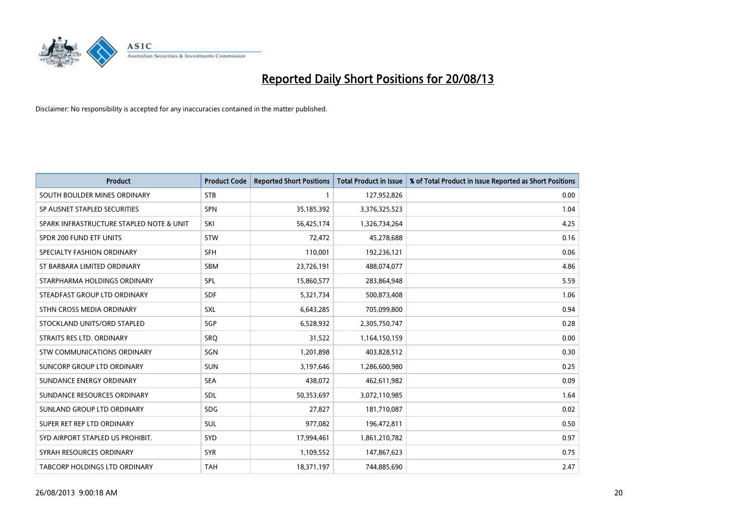# Reported Daily Short Positions for 20/08/13

Disclaimer: No responsibility is accepted for any inaccuracies contained in the matter published.

| Product | Product Code | Reported Short Positions | Total Product in Issue | % of Total Product in Issue Reported as Short Positions |
|---|---|---|---|---|
| SOUTH BOULDER MINES ORDINARY | STB | 1 | 127,952,826 | 0.00 |
| SP AUSNET STAPLED SECURITIES | SPN | 35,185,392 | 3,376,325,523 | 1.04 |
| SPARK INFRASTRUCTURE STAPLED NOTE & UNIT | SKI | 56,425,174 | 1,326,734,264 | 4.25 |
| SPDR 200 FUND ETF UNITS | STW | 72,472 | 45,278,688 | 0.16 |
| SPECIALTY FASHION ORDINARY | SFH | 110,001 | 192,236,121 | 0.06 |
| ST BARBARA LIMITED ORDINARY | SBM | 23,726,191 | 488,074,077 | 4.86 |
| STARPHARMA HOLDINGS ORDINARY | SPL | 15,860,577 | 283,864,948 | 5.59 |
| STEADFAST GROUP LTD ORDINARY | SDF | 5,321,734 | 500,873,408 | 1.06 |
| STHN CROSS MEDIA ORDINARY | SXL | 6,643,285 | 705,099,800 | 0.94 |
| STOCKLAND UNITS/ORD STAPLED | SGP | 6,528,932 | 2,305,750,747 | 0.28 |
| STRAITS RES LTD. ORDINARY | SRQ | 31,522 | 1,164,150,159 | 0.00 |
| STW COMMUNICATIONS ORDINARY | SGN | 1,201,898 | 403,828,512 | 0.30 |
| SUNCORP GROUP LTD ORDINARY | SUN | 3,197,646 | 1,286,600,980 | 0.25 |
| SUNDANCE ENERGY ORDINARY | SEA | 438,072 | 462,611,982 | 0.09 |
| SUNDANCE RESOURCES ORDINARY | SDL | 50,353,697 | 3,072,110,985 | 1.64 |
| SUNLAND GROUP LTD ORDINARY | SDG | 27,827 | 181,710,087 | 0.02 |
| SUPER RET REP LTD ORDINARY | SUL | 977,082 | 196,472,811 | 0.50 |
| SYD AIRPORT STAPLED US PROHIBIT. | SYD | 17,994,461 | 1,861,210,782 | 0.97 |
| SYRAH RESOURCES ORDINARY | SYR | 1,109,552 | 147,867,623 | 0.75 |
| TABCORP HOLDINGS LTD ORDINARY | TAH | 18,371,197 | 744,885,690 | 2.47 |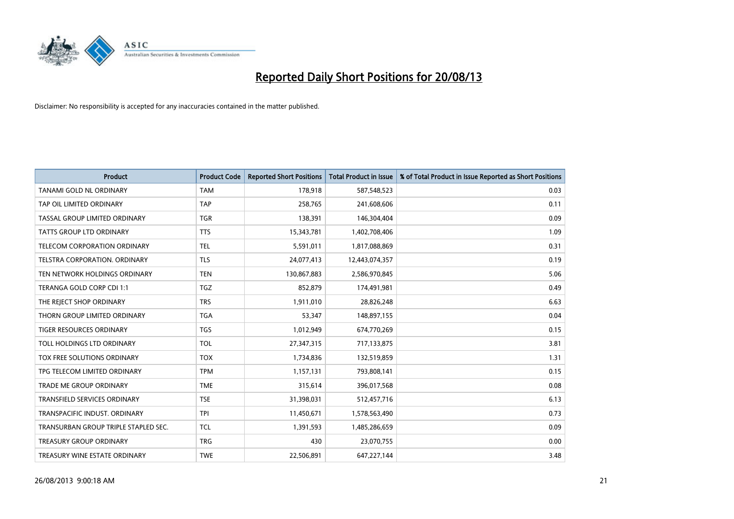# Reported Daily Short Positions for 20/08/13

Disclaimer: No responsibility is accepted for any inaccuracies contained in the matter published.

| Product | Product Code | Reported Short Positions | Total Product in Issue | % of Total Product in Issue Reported as Short Positions |
|---|---|---|---|---|
| TANAMI GOLD NL ORDINARY | TAM | 178,918 | 587,548,523 | 0.03 |
| TAP OIL LIMITED ORDINARY | TAP | 258,765 | 241,608,606 | 0.11 |
| TASSAL GROUP LIMITED ORDINARY | TGR | 138,391 | 146,304,404 | 0.09 |
| TATTS GROUP LTD ORDINARY | TTS | 15,343,781 | 1,402,708,406 | 1.09 |
| TELECOM CORPORATION ORDINARY | TEL | 5,591,011 | 1,817,088,869 | 0.31 |
| TELSTRA CORPORATION. ORDINARY | TLS | 24,077,413 | 12,443,074,357 | 0.19 |
| TEN NETWORK HOLDINGS ORDINARY | TEN | 130,867,883 | 2,586,970,845 | 5.06 |
| TERANGA GOLD CORP CDI 1:1 | TGZ | 852,879 | 174,491,981 | 0.49 |
| THE REJECT SHOP ORDINARY | TRS | 1,911,010 | 28,826,248 | 6.63 |
| THORN GROUP LIMITED ORDINARY | TGA | 53,347 | 148,897,155 | 0.04 |
| TIGER RESOURCES ORDINARY | TGS | 1,012,949 | 674,770,269 | 0.15 |
| TOLL HOLDINGS LTD ORDINARY | TOL | 27,347,315 | 717,133,875 | 3.81 |
| TOX FREE SOLUTIONS ORDINARY | TOX | 1,734,836 | 132,519,859 | 1.31 |
| TPG TELECOM LIMITED ORDINARY | TPM | 1,157,131 | 793,808,141 | 0.15 |
| TRADE ME GROUP ORDINARY | TME | 315,614 | 396,017,568 | 0.08 |
| TRANSFIELD SERVICES ORDINARY | TSE | 31,398,031 | 512,457,716 | 6.13 |
| TRANSPACIFIC INDUST. ORDINARY | TPI | 11,450,671 | 1,578,563,490 | 0.73 |
| TRANSURBAN GROUP TRIPLE STAPLED SEC. | TCL | 1,391,593 | 1,485,286,659 | 0.09 |
| TREASURY GROUP ORDINARY | TRG | 430 | 23,070,755 | 0.00 |
| TREASURY WINE ESTATE ORDINARY | TWE | 22,506,891 | 647,227,144 | 3.48 |

26/08/2013 9:00:18 AM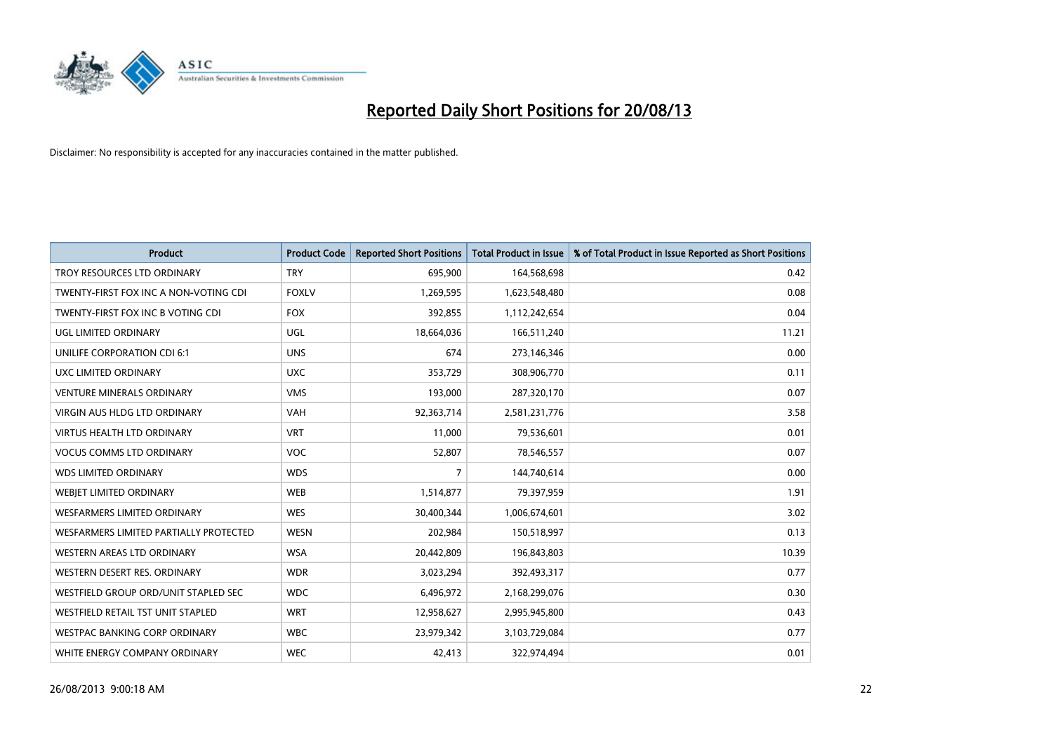# Reported Daily Short Positions for 20/08/13

Disclaimer: No responsibility is accepted for any inaccuracies contained in the matter published.

| Product | Product Code | Reported Short Positions | Total Product in Issue | % of Total Product in Issue Reported as Short Positions |
|---|---|---|---|---|
| TROY RESOURCES LTD ORDINARY | TRY | 695,900 | 164,568,698 | 0.42 |
| TWENTY-FIRST FOX INC A NON-VOTING CDI | FOXLV | 1,269,595 | 1,623,548,480 | 0.08 |
| TWENTY-FIRST FOX INC B VOTING CDI | FOX | 392,855 | 1,112,242,654 | 0.04 |
| UGL LIMITED ORDINARY | UGL | 18,664,036 | 166,511,240 | 11.21 |
| UNILIFE CORPORATION CDI 6:1 | UNS | 674 | 273,146,346 | 0.00 |
| UXC LIMITED ORDINARY | UXC | 353,729 | 308,906,770 | 0.11 |
| VENTURE MINERALS ORDINARY | VMS | 193,000 | 287,320,170 | 0.07 |
| VIRGIN AUS HLDG LTD ORDINARY | VAH | 92,363,714 | 2,581,231,776 | 3.58 |
| VIRTUS HEALTH LTD ORDINARY | VRT | 11,000 | 79,536,601 | 0.01 |
| VOCUS COMMS LTD ORDINARY | VOC | 52,807 | 78,546,557 | 0.07 |
| WDS LIMITED ORDINARY | WDS | 7 | 144,740,614 | 0.00 |
| WEBJET LIMITED ORDINARY | WEB | 1,514,877 | 79,397,959 | 1.91 |
| WESFARMERS LIMITED ORDINARY | WES | 30,400,344 | 1,006,674,601 | 3.02 |
| WESFARMERS LIMITED PARTIALLY PROTECTED | WESN | 202,984 | 150,518,997 | 0.13 |
| WESTERN AREAS LTD ORDINARY | WSA | 20,442,809 | 196,843,803 | 10.39 |
| WESTERN DESERT RES. ORDINARY | WDR | 3,023,294 | 392,493,317 | 0.77 |
| WESTFIELD GROUP ORD/UNIT STAPLED SEC | WDC | 6,496,972 | 2,168,299,076 | 0.30 |
| WESTFIELD RETAIL TST UNIT STAPLED | WRT | 12,958,627 | 2,995,945,800 | 0.43 |
| WESTPAC BANKING CORP ORDINARY | WBC | 23,979,342 | 3,103,729,084 | 0.77 |
| WHITE ENERGY COMPANY ORDINARY | WEC | 42,413 | 322,974,494 | 0.01 |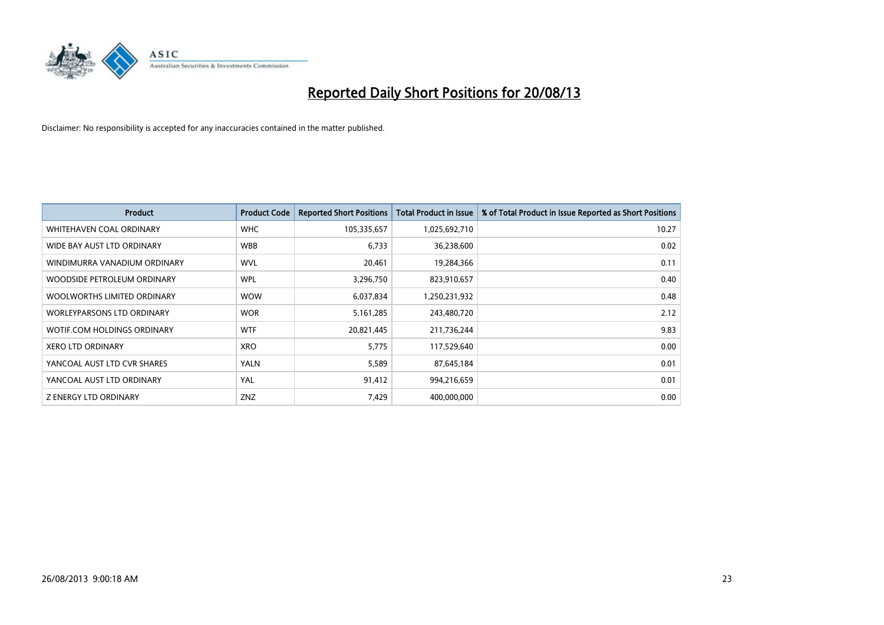# Reported Daily Short Positions for 20/08/13

Disclaimer: No responsibility is accepted for any inaccuracies contained in the matter published.

| Product | Product Code | Reported Short Positions | Total Product in Issue | % of Total Product in Issue Reported as Short Positions |
| --- | --- | --- | --- | --- |
| WHITEHAVEN COAL ORDINARY | WHC | 105,335,657 | 1,025,692,710 | 10.27 |
| WIDE BAY AUST LTD ORDINARY | WBB | 6,733 | 36,238,600 | 0.02 |
| WINDIMURRA VANADIUM ORDINARY | WVL | 20,461 | 19,284,366 | 0.11 |
| WOODSIDE PETROLEUM ORDINARY | WPL | 3,296,750 | 823,910,657 | 0.40 |
| WOOLWORTHS LIMITED ORDINARY | WOW | 6,037,834 | 1,250,231,932 | 0.48 |
| WORLEYPARSONS LTD ORDINARY | WOR | 5,161,285 | 243,480,720 | 2.12 |
| WOTIF.COM HOLDINGS ORDINARY | WTF | 20,821,445 | 211,736,244 | 9.83 |
| XERO LTD ORDINARY | XRO | 5,775 | 117,529,640 | 0.00 |
| YANCOAL AUST LTD CVR SHARES | YALN | 5,589 | 87,645,184 | 0.01 |
| YANCOAL AUST LTD ORDINARY | YAL | 91,412 | 994,216,659 | 0.01 |
| Z ENERGY LTD ORDINARY | ZNZ | 7,429 | 400,000,000 | 0.00 |

26/08/2013 9:00:18 AM